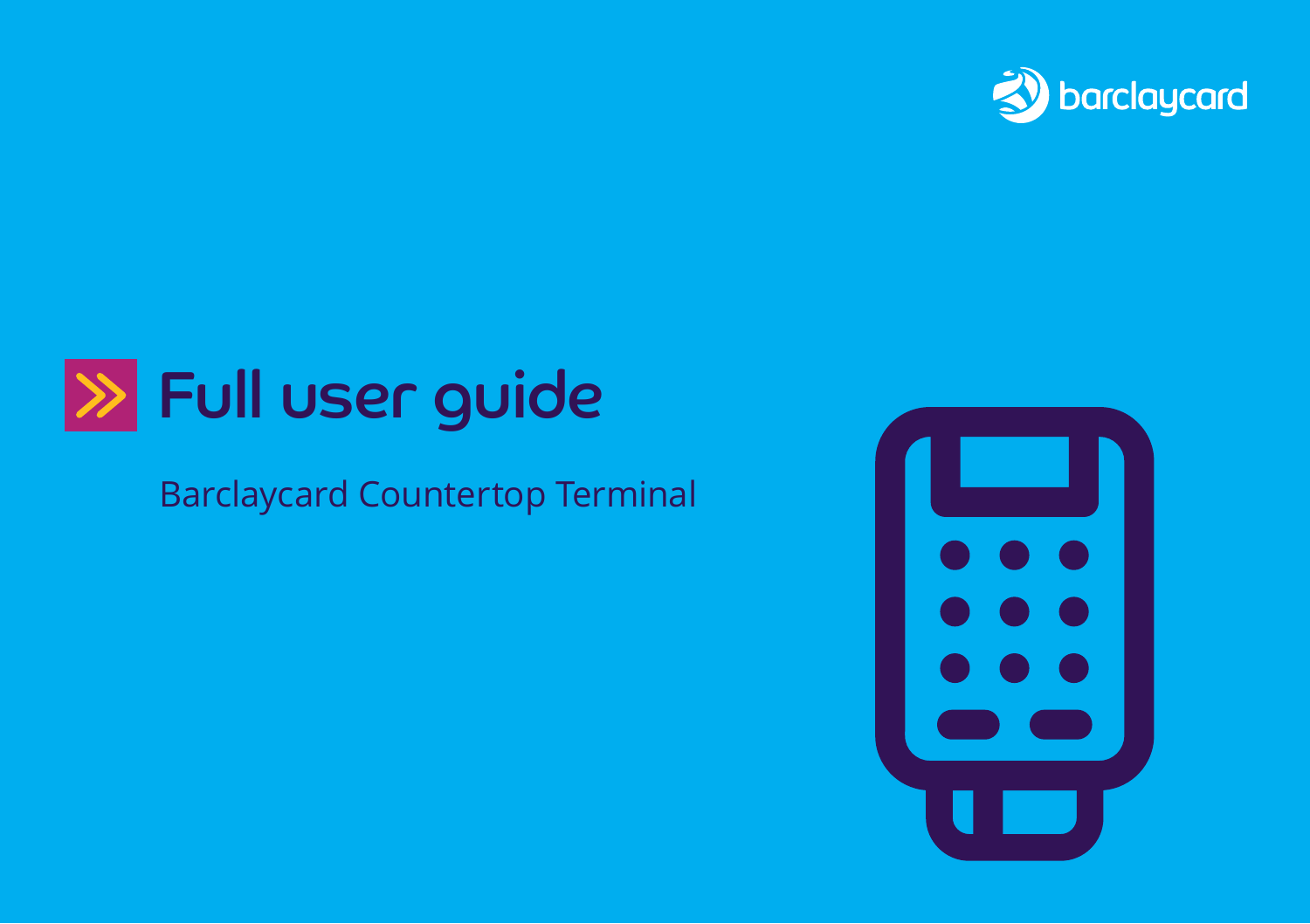barclaycard

# Full user guide

Barclaycard Countertop Terminal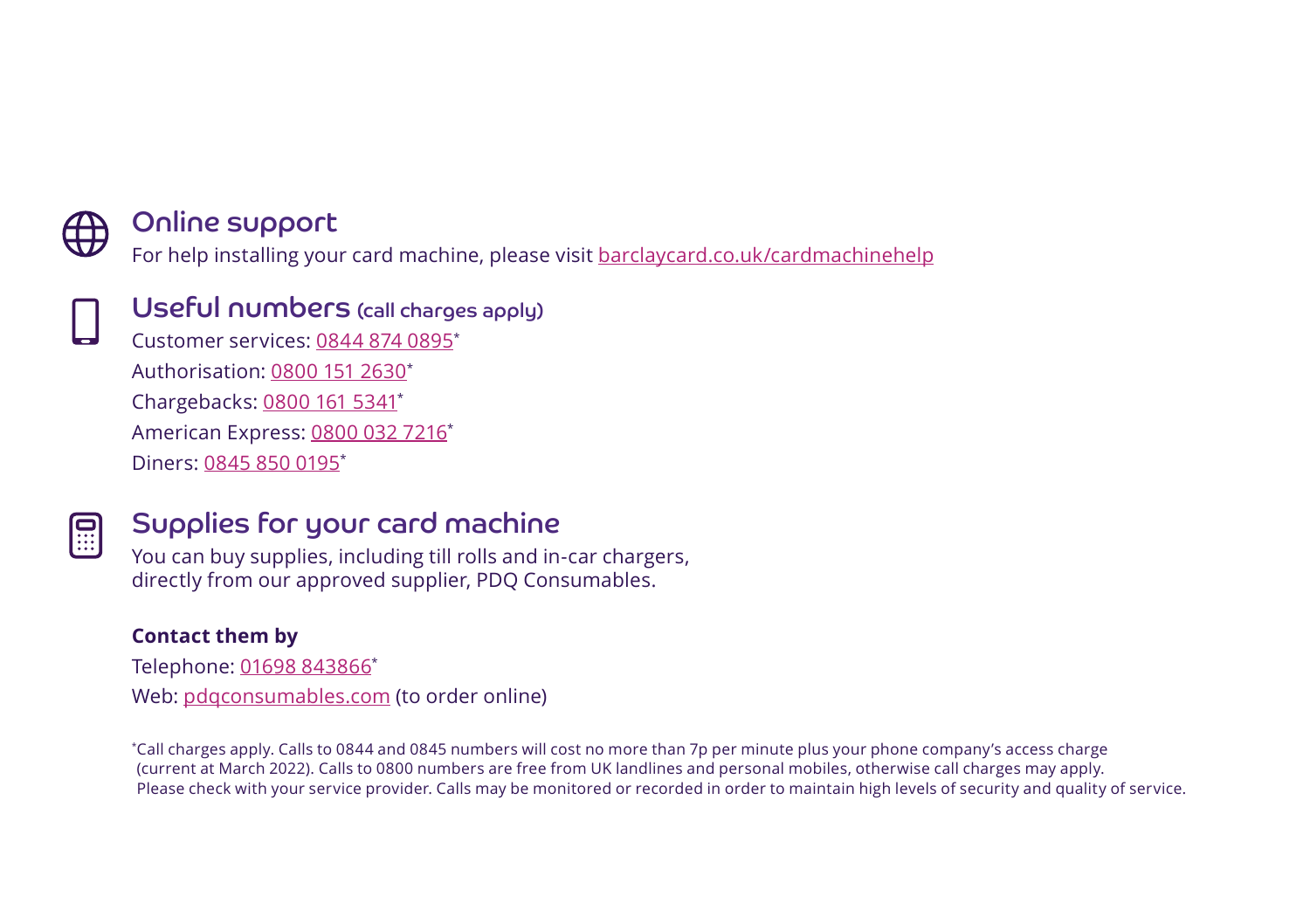## Online support

For help installing your card machine, please visit barclaycard.co.uk/cardmachinehelp

## Useful numbers (call charges apply)

Customer services: 0844 874 0895*

Authorisation: 0800 151 2630*

Chargebacks: 0800 161 5341*

American Express: 0800 032 7216*

Diners: 0845 850 0195*

## Supplies for your card machine

You can buy supplies, including till rolls and in-car chargers, directly from our approved supplier, PDQ Consumables.

**Contact them by**

Telephone: 01698 843866*

Web: pdqconsumables.com (to order online)

*Call charges apply. Calls to 0844 and 0845 numbers will cost no more than 7p per minute plus your phone company's access charge (current at March 2022). Calls to 0800 numbers are free from UK landlines and personal mobiles, otherwise call charges may apply. Please check with your service provider. Calls may be monitored or recorded in order to maintain high levels of security and quality of service.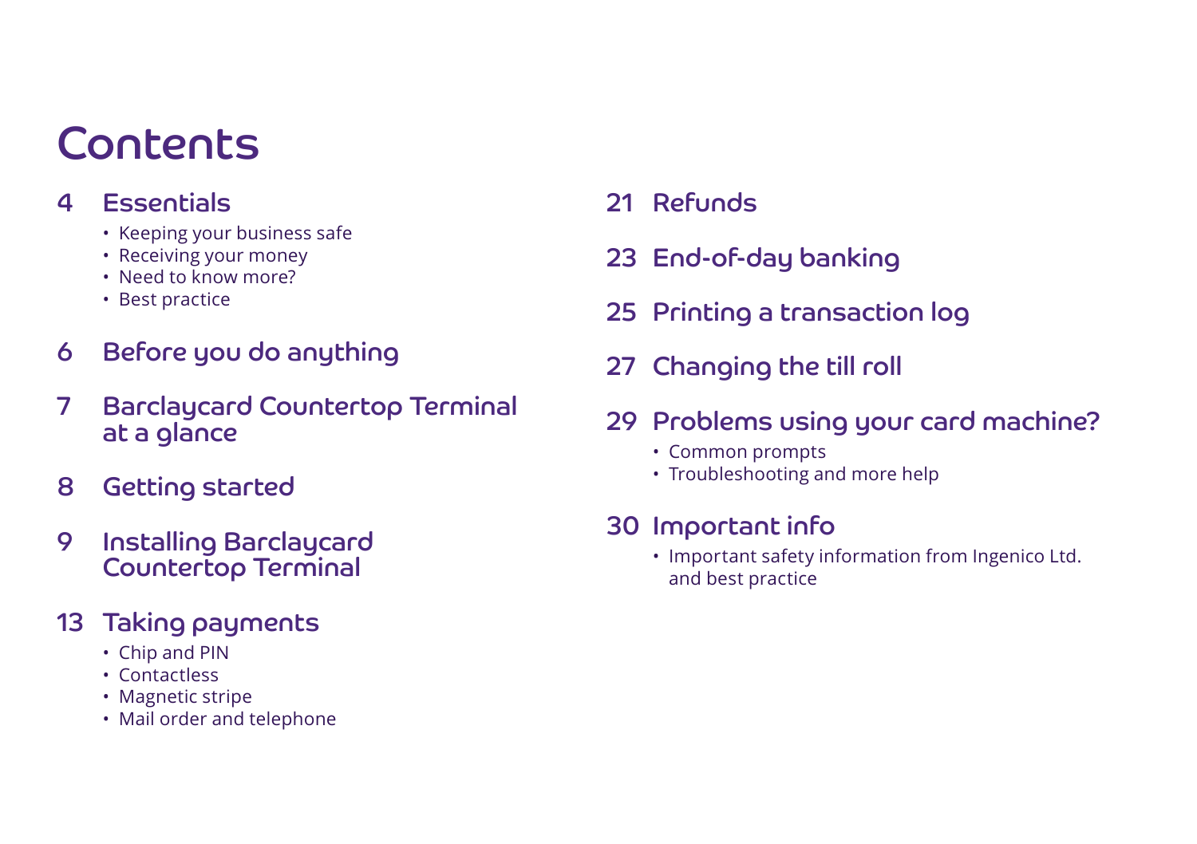# Contents

## 4 Essentials

- Keeping your business safe
- Receiving your money
- Need to know more?
- Best practice

## 6 Before you do anything

## 7 Barclaycard Countertop Terminal at a glance

## 8 Getting started

## 9 Installing Barclaycard Countertop Terminal

## 13 Taking payments

- Chip and PIN
- Contactless
- Magnetic stripe
- Mail order and telephone

## 21 Refunds

## 23 End-of-day banking

## 25 Printing a transaction log

## 27 Changing the till roll

## 29 Problems using your card machine?

- Common prompts
- Troubleshooting and more help

## 30 Important info

- Important safety information from Ingenico Ltd. and best practice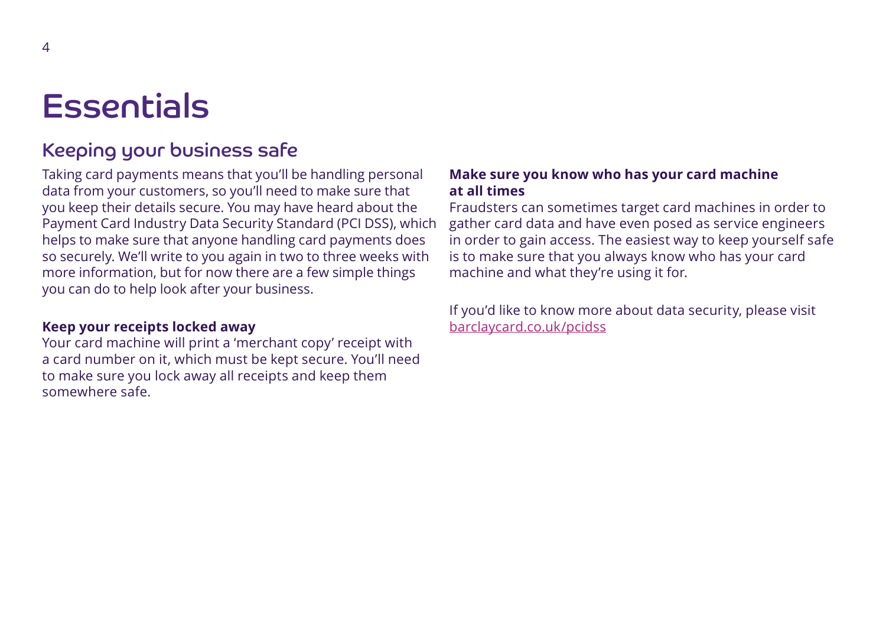# Essentials

## Keeping your business safe

Taking card payments means that you'll be handling personal data from your customers, so you'll need to make sure that you keep their details secure. You may have heard about the Payment Card Industry Data Security Standard (PCI DSS), which helps to make sure that anyone handling card payments does so securely. We'll write to you again in two to three weeks with more information, but for now there are a few simple things you can do to help look after your business.

**Keep your receipts locked away**

Your card machine will print a 'merchant copy' receipt with a card number on it, which must be kept secure. You'll need to make sure you lock away all receipts and keep them somewhere safe.

**Make sure you know who has your card machine at all times**

Fraudsters can sometimes target card machines in order to gather card data and have even posed as service engineers in order to gain access. The easiest way to keep yourself safe is to make sure that you always know who has your card machine and what they're using it for.

If you'd like to know more about data security, please visit barclaycard.co.uk/pcidss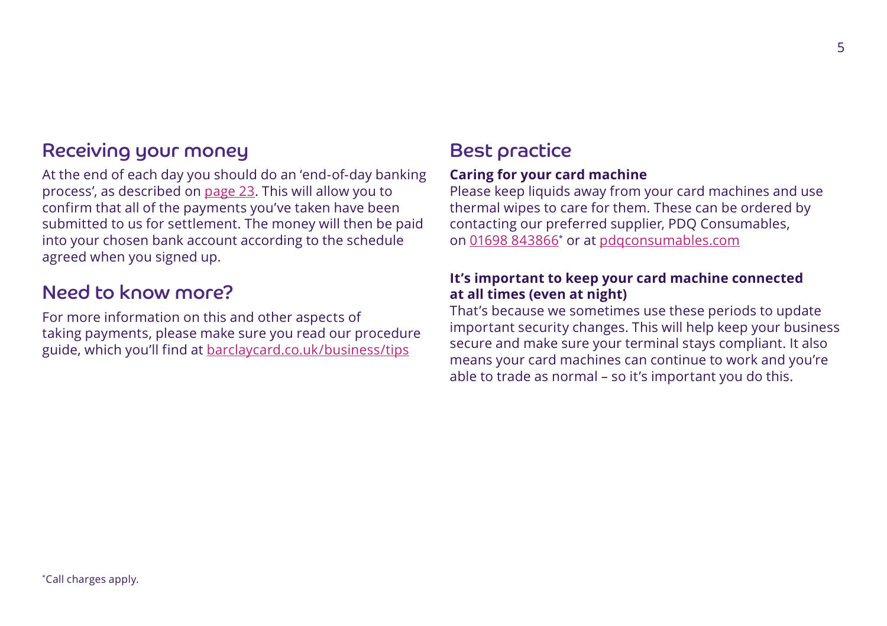## Receiving your money

At the end of each day you should do an 'end-of-day banking process', as described on page 23. This will allow you to confirm that all of the payments you've taken have been submitted to us for settlement. The money will then be paid into your chosen bank account according to the schedule agreed when you signed up.

## Need to know more?

For more information on this and other aspects of taking payments, please make sure you read our procedure guide, which you'll find at barclaycard.co.uk/business/tips

## Best practice

**Caring for your card machine**

Please keep liquids away from your card machines and use thermal wipes to care for them. These can be ordered by contacting our preferred supplier, PDQ Consumables, on 01698 843866* or at pdqconsumables.com

**It's important to keep your card machine connected at all times (even at night)**

That's because we sometimes use these periods to update important security changes. This will help keep your business secure and make sure your terminal stays compliant. It also means your card machines can continue to work and you're able to trade as normal – so it's important you do this.

*Call charges apply.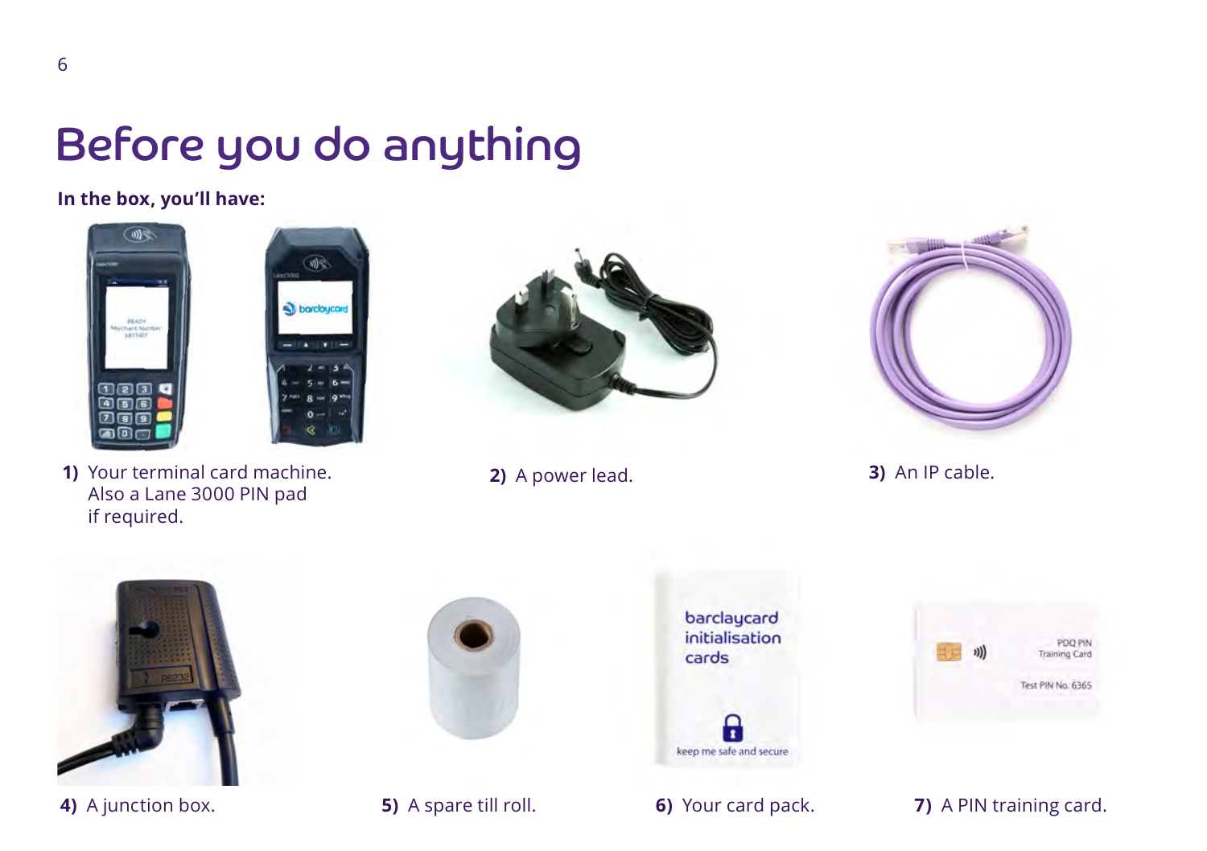# Before you do anything

**In the box, you'll have:**

1) Your terminal card machine. Also a Lane 3000 PIN pad if required.

2) A power lead.

3) An IP cable.

4) A junction box.

5) A spare till roll.

6) Your card pack.

7) A PIN training card.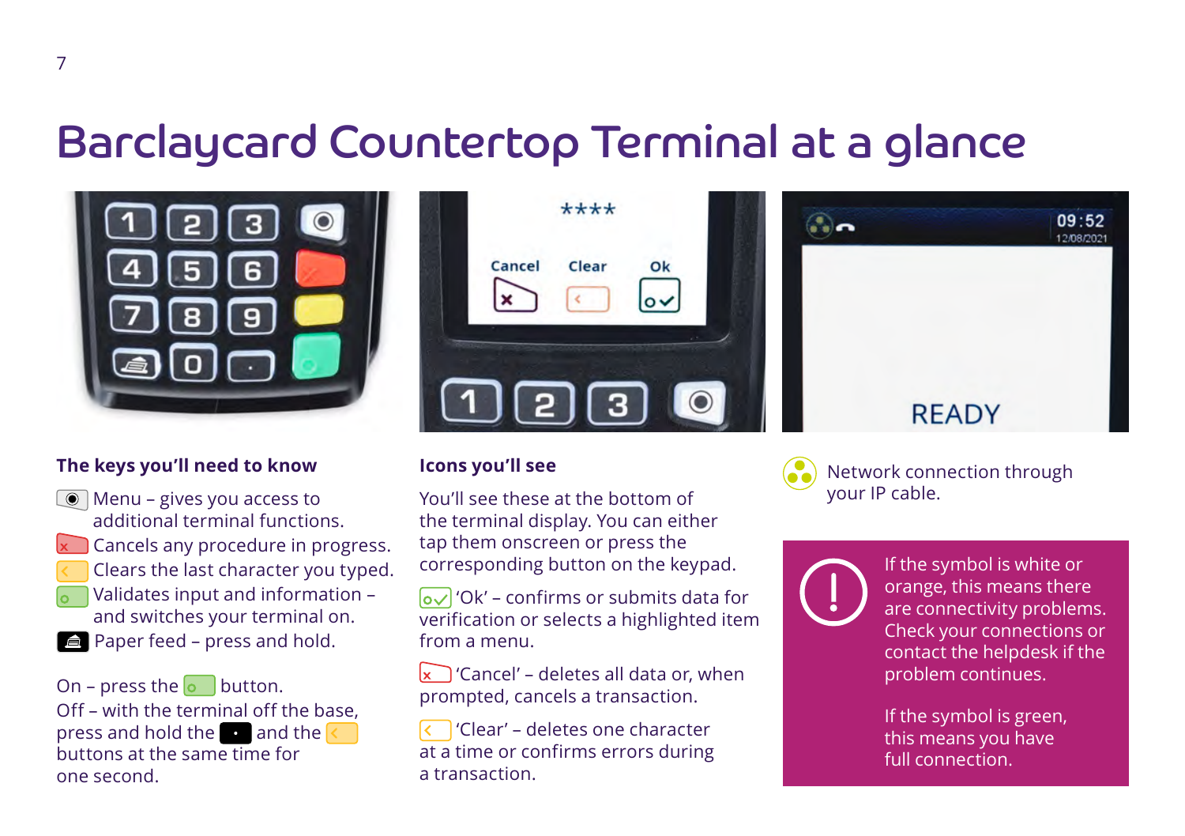# Barclaycard Countertop Terminal at a glance

### The keys you'll need to know

- Menu – gives you access to additional terminal functions.
- Cancels any procedure in progress.
- Clears the last character you typed.
- Validates input and information – and switches your terminal on.
- Paper feed – press and hold.

On – press the button.
Off – with the terminal off the base, press and hold the and the buttons at the same time for one second.

### Icons you'll see

You'll see these at the bottom of the terminal display. You can either tap them onscreen or press the corresponding button on the keypad.

'Ok' – confirms or submits data for verification or selects a highlighted item from a menu.

'Cancel' – deletes all data or, when prompted, cancels a transaction.

'Clear' – deletes one character at a time or confirms errors during a transaction.

Network connection through your IP cable.

If the symbol is white or orange, this means there are connectivity problems. Check your connections or contact the helpdesk if the problem continues.

If the symbol is green, this means you have full connection.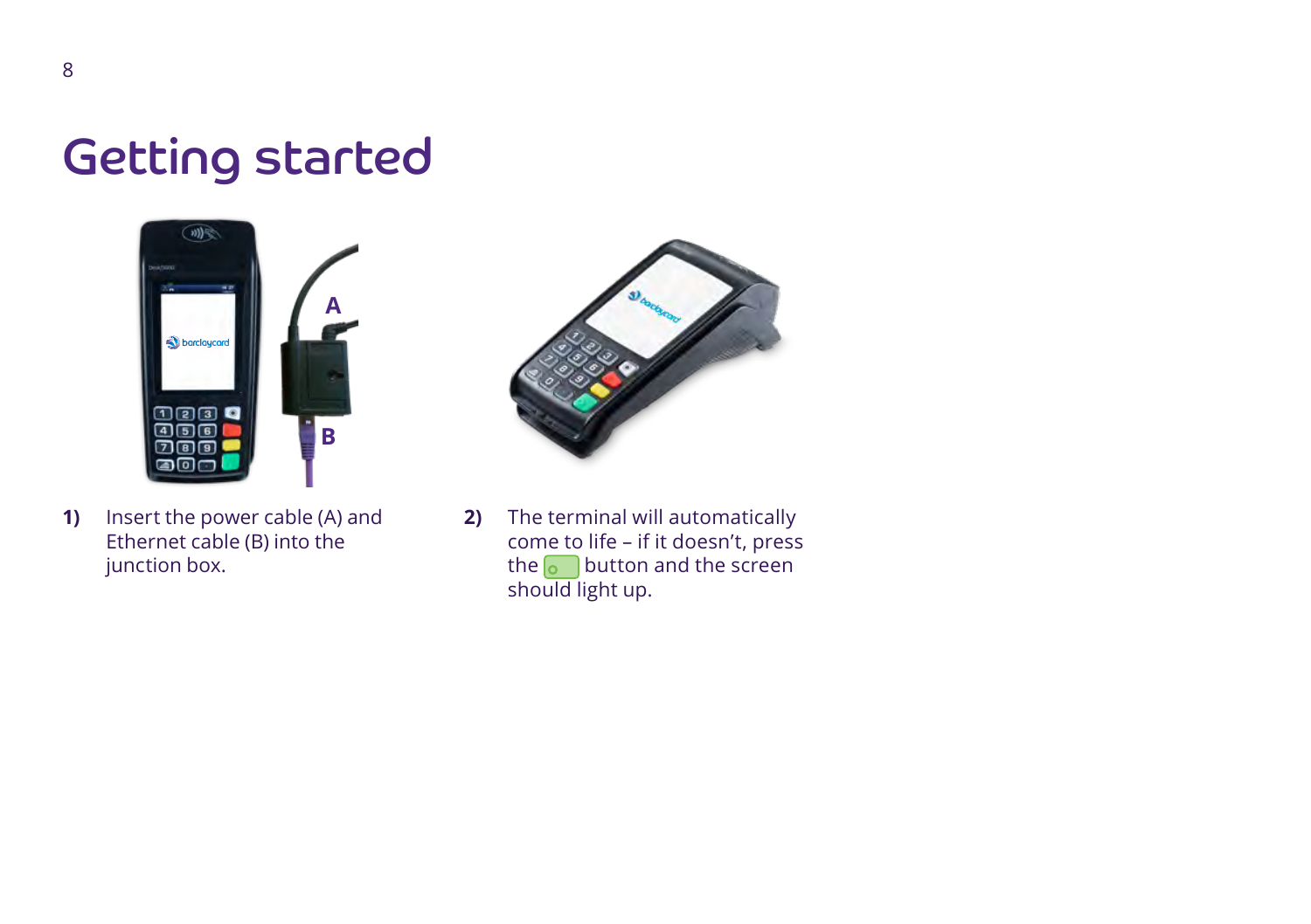# Getting started

**1)** Insert the power cable (A) and Ethernet cable (B) into the junction box.

**2)** The terminal will automatically come to life – if it doesn't, press the button and the screen should light up.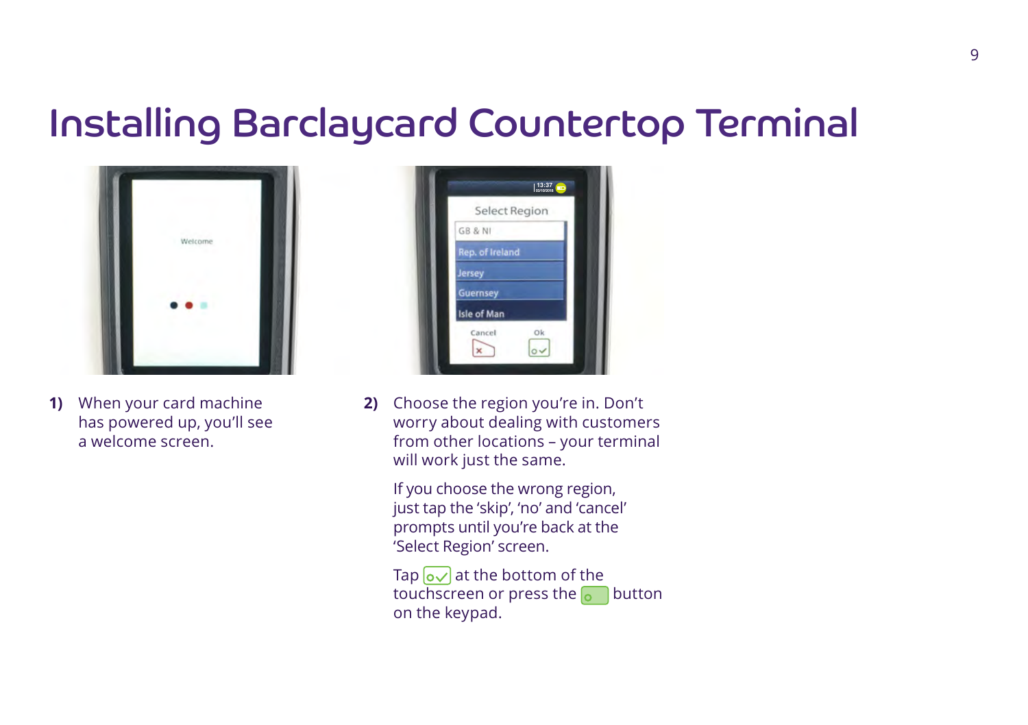# Installing Barclaycard Countertop Terminal

1) When your card machine has powered up, you'll see a welcome screen.

2) Choose the region you're in. Don't worry about dealing with customers from other locations – your terminal will work just the same.

   If you choose the wrong region, just tap the 'skip', 'no' and 'cancel' prompts until you're back at the 'Select Region' screen.

   Tap [OK] at the bottom of the touchscreen or press the [green] button on the keypad.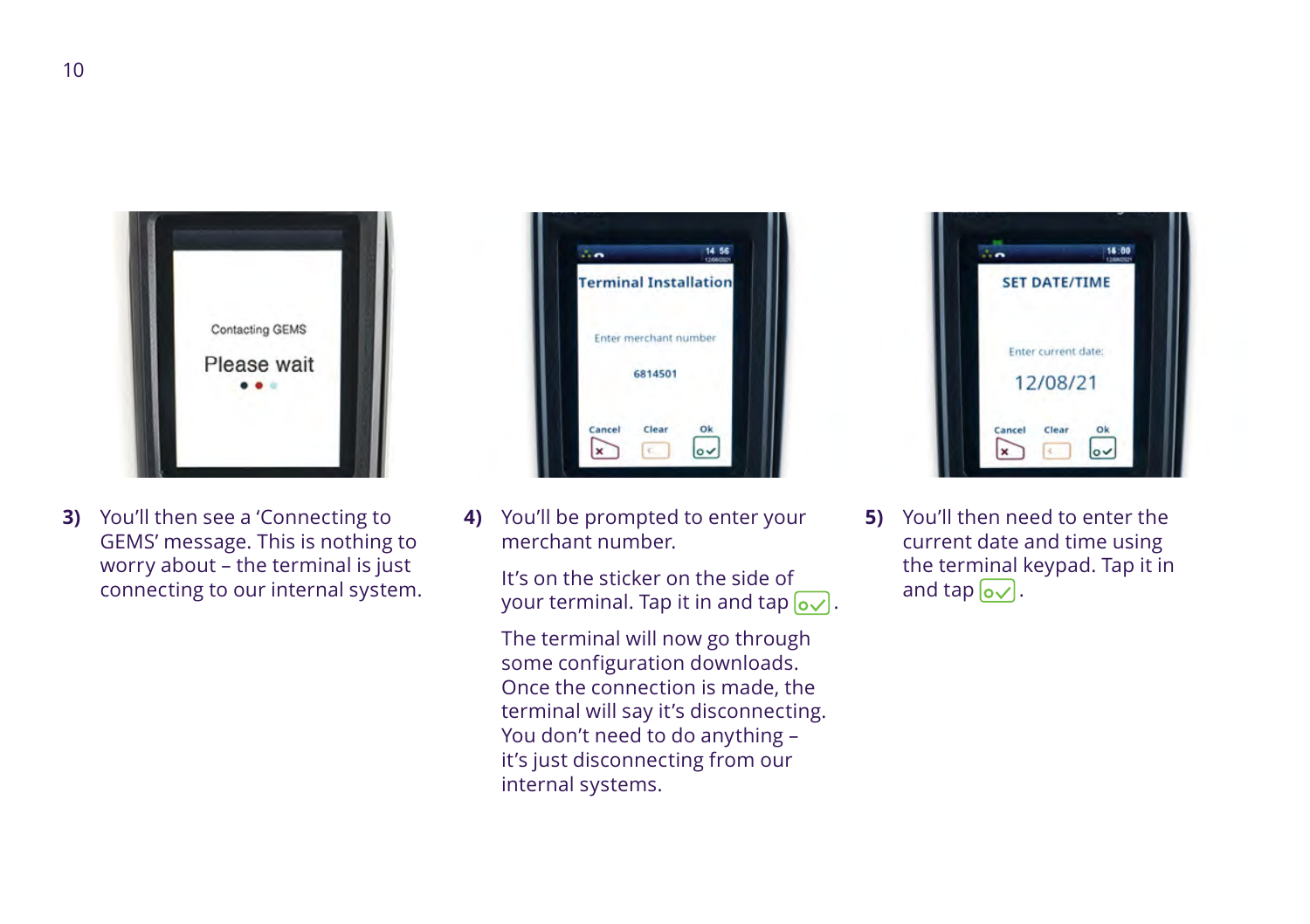**3)** You'll then see a 'Connecting to GEMS' message. This is nothing to worry about – the terminal is just connecting to our internal system.

**4)** You'll be prompted to enter your merchant number.

It's on the sticker on the side of your terminal. Tap it in and tap [OK].

The terminal will now go through some configuration downloads. Once the connection is made, the terminal will say it's disconnecting. You don't need to do anything – it's just disconnecting from our internal systems.

**5)** You'll then need to enter the current date and time using the terminal keypad. Tap it in and tap [OK].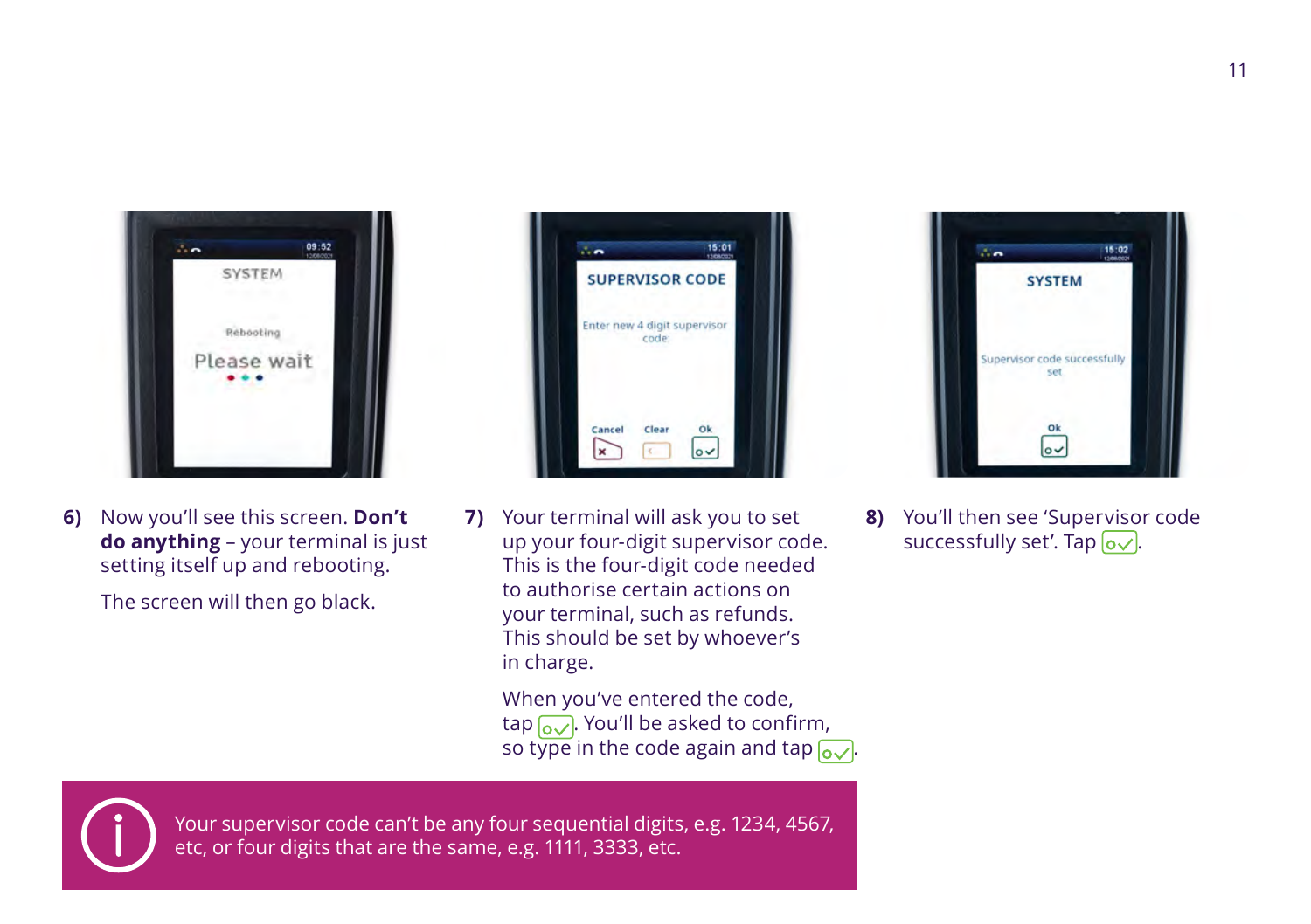6) Now you'll see this screen. **Don't do anything** – your terminal is just setting itself up and rebooting.

   The screen will then go black.

7) Your terminal will ask you to set up your four-digit supervisor code. This is the four-digit code needed to authorise certain actions on your terminal, such as refunds. This should be set by whoever's in charge.

   When you've entered the code, tap [OK]. You'll be asked to confirm, so type in the code again and tap [OK].

8) You'll then see 'Supervisor code successfully set'. Tap [OK].

Your supervisor code can't be any four sequential digits, e.g. 1234, 4567, etc, or four digits that are the same, e.g. 1111, 3333, etc.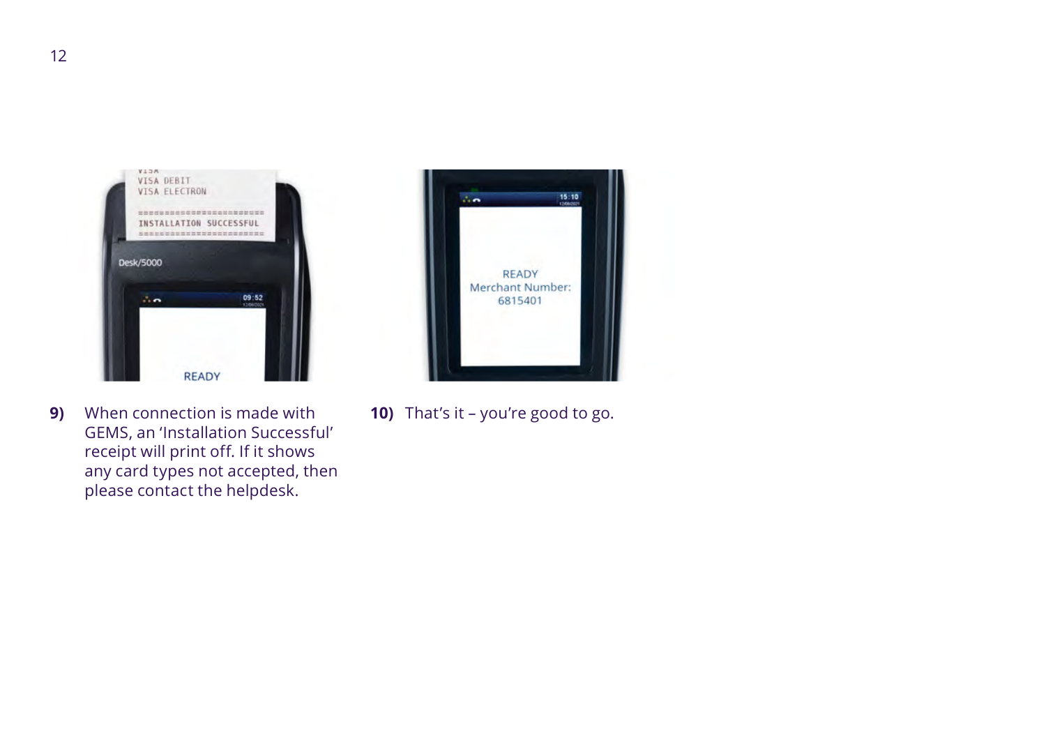9) When connection is made with GEMS, an 'Installation Successful' receipt will print off. If it shows any card types not accepted, then please contact the helpdesk.

10) That's it – you're good to go.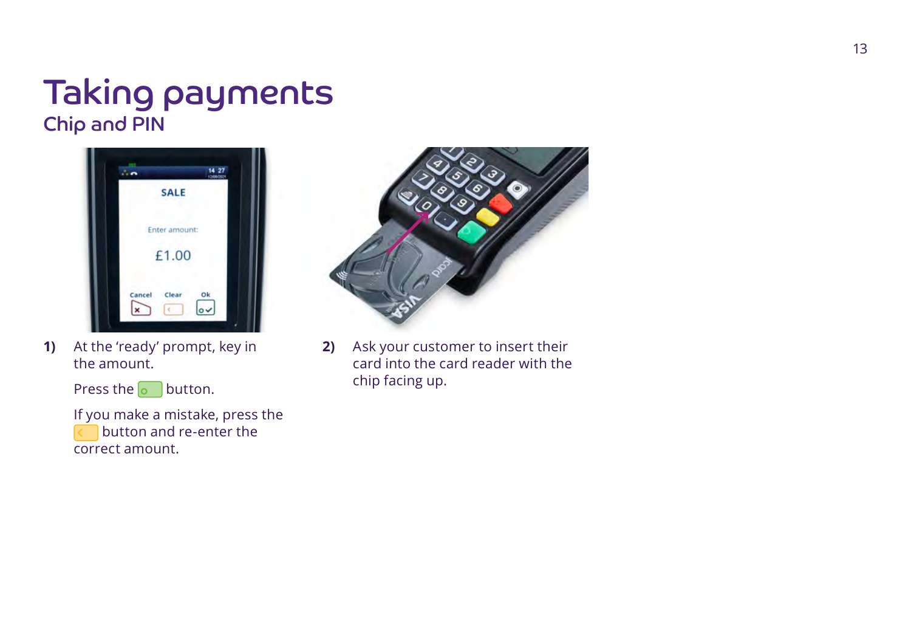# Taking payments

## Chip and PIN

1) At the 'ready' prompt, key in the amount.

   Press the [o] button.

   If you make a mistake, press the [<] button and re-enter the correct amount.

2) Ask your customer to insert their card into the card reader with the chip facing up.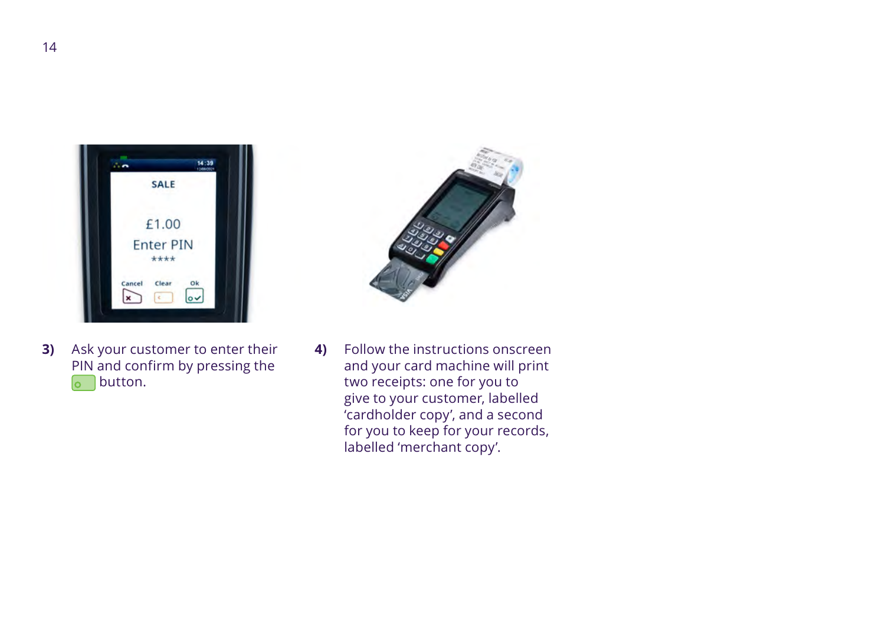**3)** Ask your customer to enter their PIN and confirm by pressing the button.

**4)** Follow the instructions onscreen and your card machine will print two receipts: one for you to give to your customer, labelled 'cardholder copy', and a second for you to keep for your records, labelled 'merchant copy'.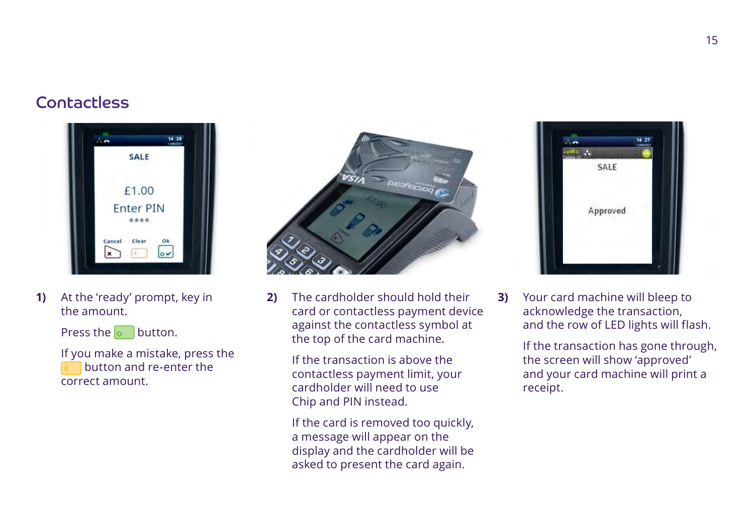## Contactless

**1)** At the 'ready' prompt, key in the amount.

Press the [green ok] button.

If you make a mistake, press the [yellow clear] button and re-enter the correct amount.

**2)** The cardholder should hold their card or contactless payment device against the contactless symbol at the top of the card machine.

If the transaction is above the contactless payment limit, your cardholder will need to use Chip and PIN instead.

If the card is removed too quickly, a message will appear on the display and the cardholder will be asked to present the card again.

**3)** Your card machine will bleep to acknowledge the transaction, and the row of LED lights will flash.

If the transaction has gone through, the screen will show 'approved' and your card machine will print a receipt.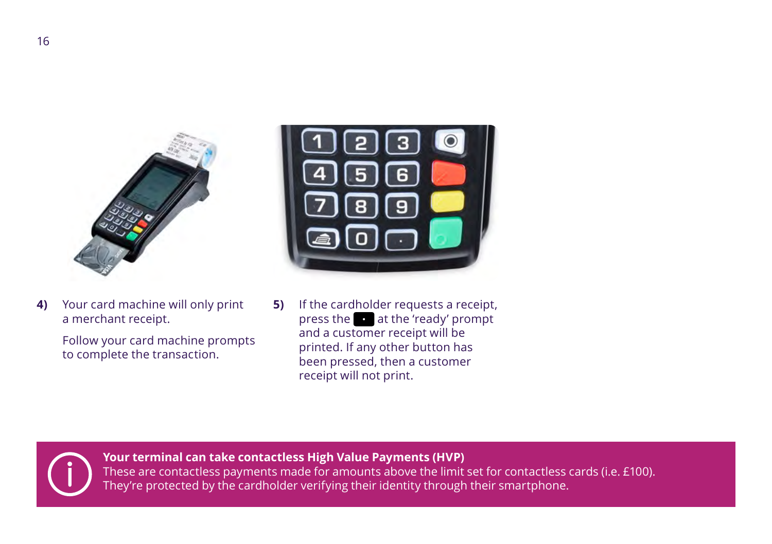**4)** Your card machine will only print a merchant receipt.

Follow your card machine prompts to complete the transaction.

**5)** If the cardholder requests a receipt, press the • at the 'ready' prompt and a customer receipt will be printed. If any other button has been pressed, then a customer receipt will not print.

**Your terminal can take contactless High Value Payments (HVP)**
These are contactless payments made for amounts above the limit set for contactless cards (i.e. £100). They're protected by the cardholder verifying their identity through their smartphone.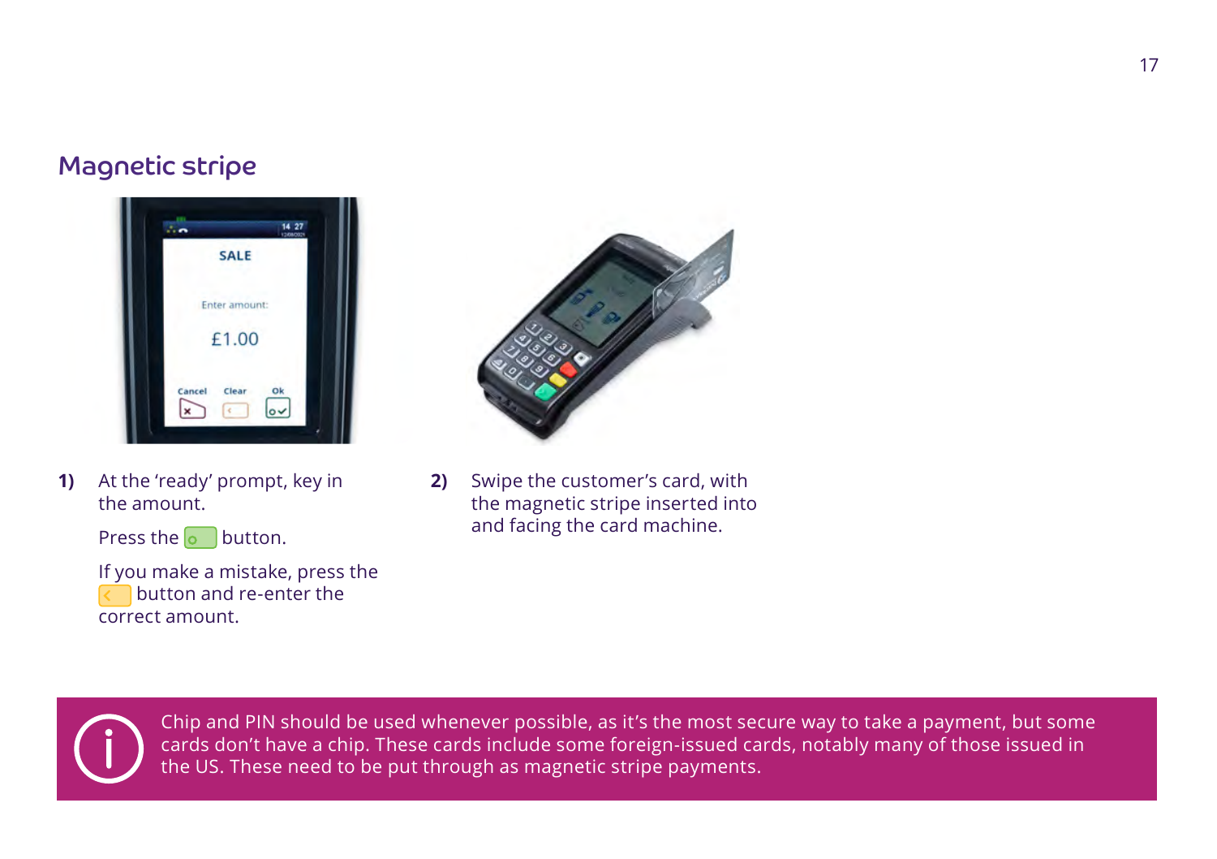## Magnetic stripe

**1)** At the 'ready' prompt, key in the amount.

Press the button.

If you make a mistake, press the button and re-enter the correct amount.

**2)** Swipe the customer's card, with the magnetic stripe inserted into and facing the card machine.

Chip and PIN should be used whenever possible, as it's the most secure way to take a payment, but some cards don't have a chip. These cards include some foreign-issued cards, notably many of those issued in the US. These need to be put through as magnetic stripe payments.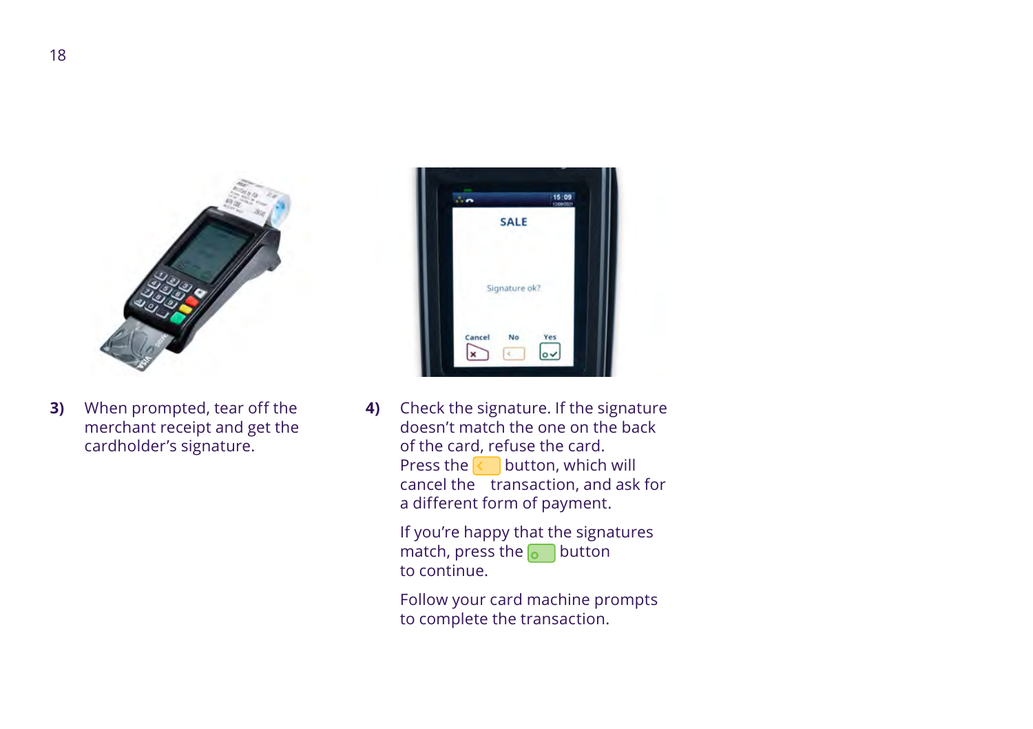**3)** When prompted, tear off the merchant receipt and get the cardholder's signature.

**4)** Check the signature. If the signature doesn't match the one on the back of the card, refuse the card. Press the button, which will cancel the transaction, and ask for a different form of payment.

If you're happy that the signatures match, press the button to continue.

Follow your card machine prompts to complete the transaction.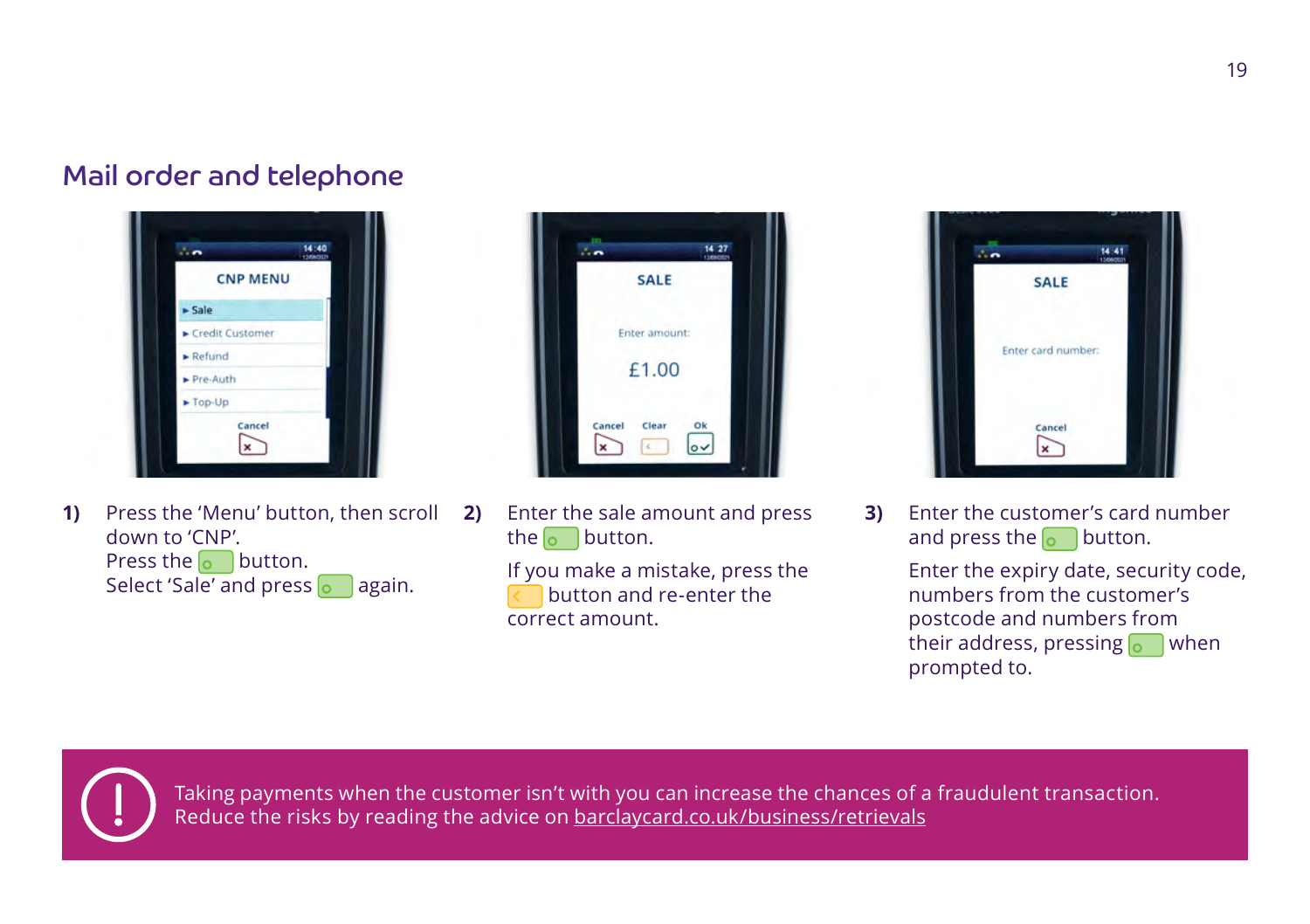## Mail order and telephone

1) Press the 'Menu' button, then scroll down to 'CNP'.
Press the button.
Select 'Sale' and press again.

2) Enter the sale amount and press the button.

If you make a mistake, press the button and re-enter the correct amount.

3) Enter the customer's card number and press the button.

Enter the expiry date, security code, numbers from the customer's postcode and numbers from their address, pressing when prompted to.

Taking payments when the customer isn't with you can increase the chances of a fraudulent transaction. Reduce the risks by reading the advice on barclaycard.co.uk/business/retrievals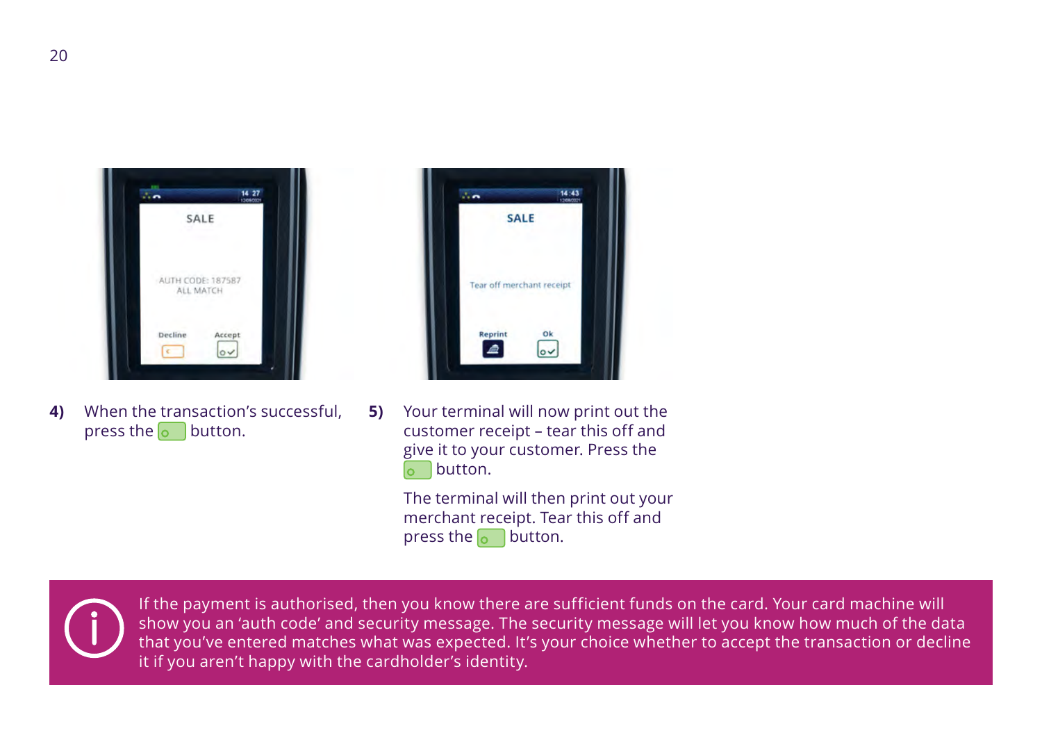4) When the transaction's successful, press the button.

5) Your terminal will now print out the customer receipt – tear this off and give it to your customer. Press the button.

The terminal will then print out your merchant receipt. Tear this off and press the button.

If the payment is authorised, then you know there are sufficient funds on the card. Your card machine will show you an 'auth code' and security message. The security message will let you know how much of the data that you've entered matches what was expected. It's your choice whether to accept the transaction or decline it if you aren't happy with the cardholder's identity.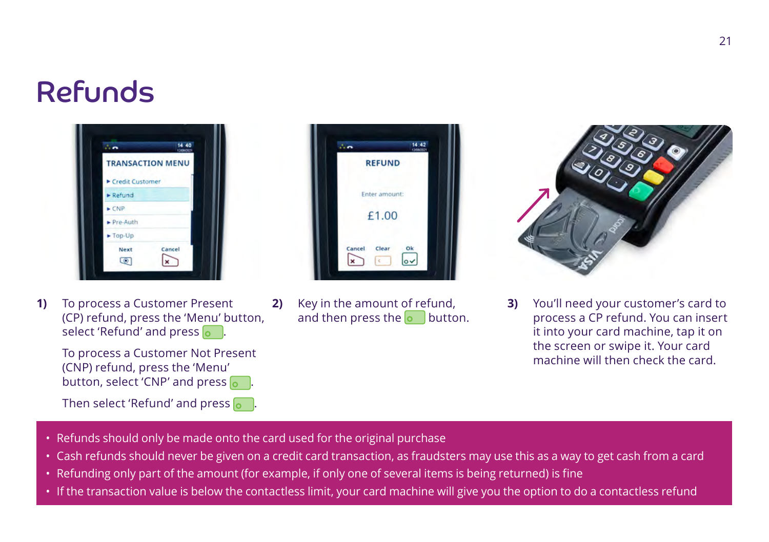# Refunds

**1)** To process a Customer Present (CP) refund, press the 'Menu' button, select 'Refund' and press the green button.

To process a Customer Not Present (CNP) refund, press the 'Menu' button, select 'CNP' and press the green button.

Then select 'Refund' and press the green button.

**2)** Key in the amount of refund, and then press the green button.

**3)** You'll need your customer's card to process a CP refund. You can insert it into your card machine, tap it on the screen or swipe it. Your card machine will then check the card.

- Refunds should only be made onto the card used for the original purchase
- Cash refunds should never be given on a credit card transaction, as fraudsters may use this as a way to get cash from a card
- Refunding only part of the amount (for example, if only one of several items is being returned) is fine
- If the transaction value is below the contactless limit, your card machine will give you the option to do a contactless refund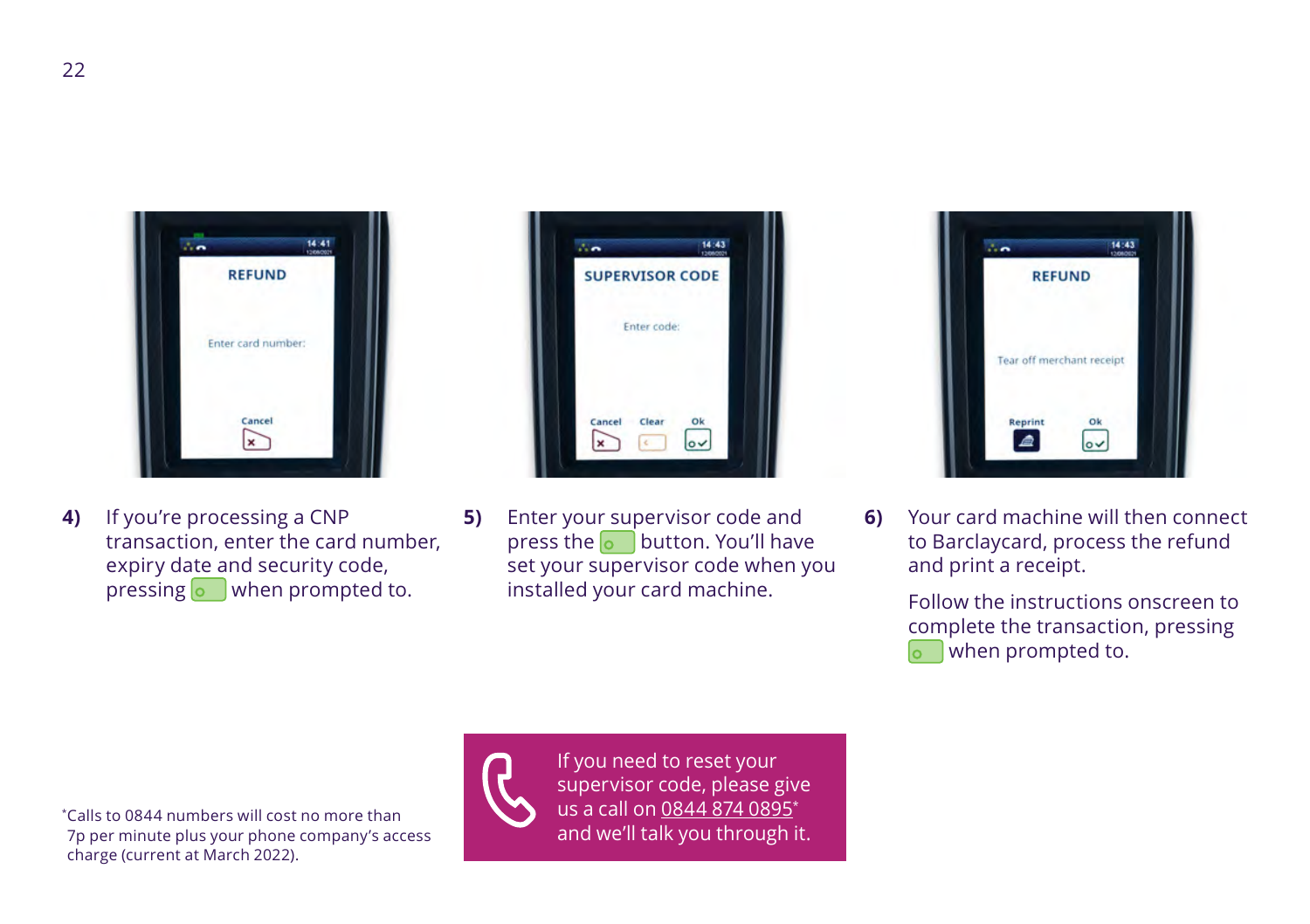4) If you're processing a CNP transaction, enter the card number, expiry date and security code, pressing the green button when prompted to.

5) Enter your supervisor code and press the green button. You'll have set your supervisor code when you installed your card machine.

6) Your card machine will then connect to Barclaycard, process the refund and print a receipt.

Follow the instructions onscreen to complete the transaction, pressing the green button when prompted to.

If you need to reset your supervisor code, please give us a call on 0844 874 0895* and we'll talk you through it.

*Calls to 0844 numbers will cost no more than 7p per minute plus your phone company's access charge (current at March 2022).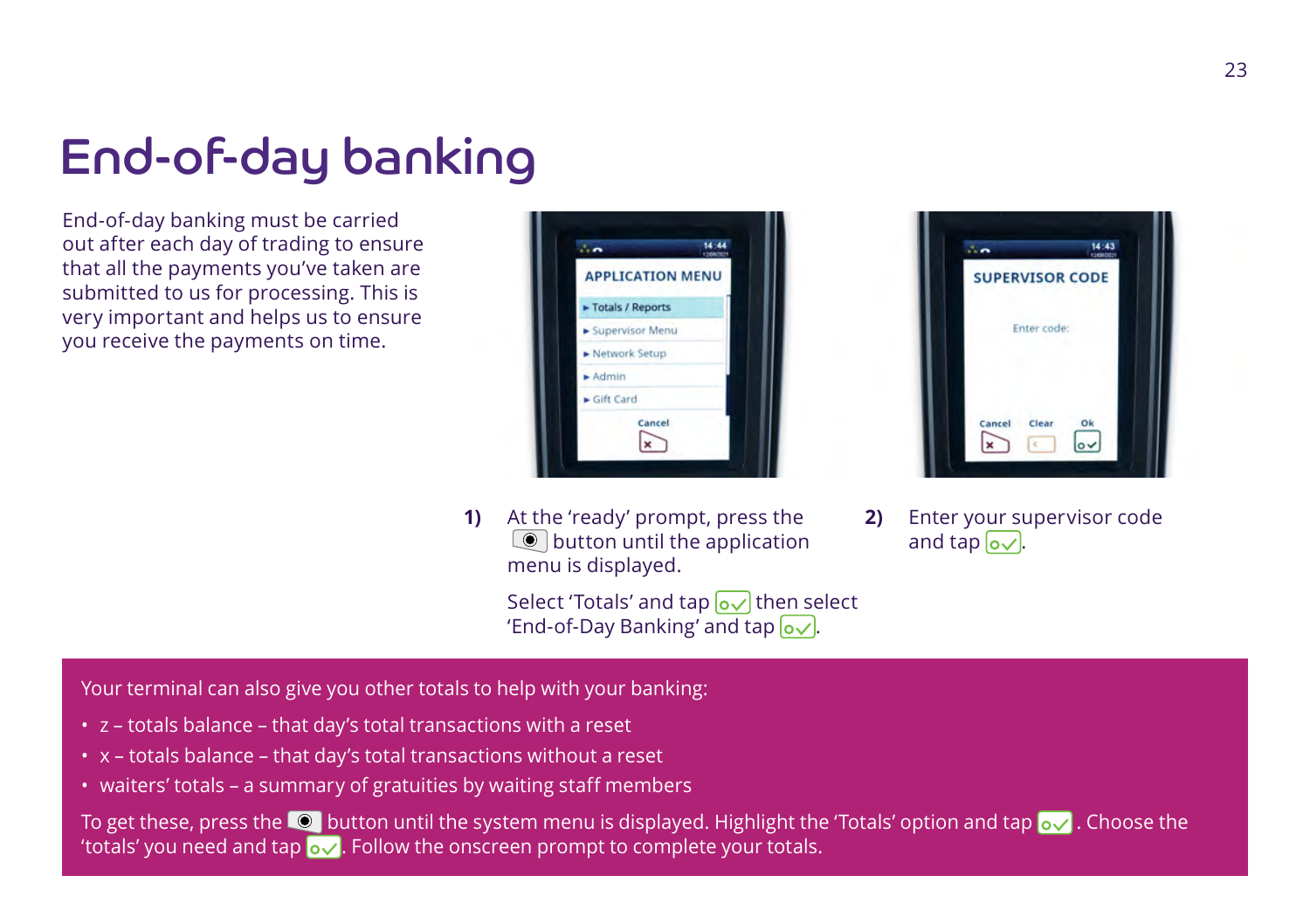# End-of-day banking

End-of-day banking must be carried out after each day of trading to ensure that all the payments you've taken are submitted to us for processing. This is very important and helps us to ensure you receive the payments on time.

**1)** At the 'ready' prompt, press the ◉ button until the application menu is displayed.

Select 'Totals' and tap ✓ then select 'End-of-Day Banking' and tap ✓.

**2)** Enter your supervisor code and tap ✓.

Your terminal can also give you other totals to help with your banking:

- z – totals balance – that day's total transactions with a reset
- x – totals balance – that day's total transactions without a reset
- waiters' totals – a summary of gratuities by waiting staff members

To get these, press the ◉ button until the system menu is displayed. Highlight the 'Totals' option and tap ✓. Choose the 'totals' you need and tap ✓. Follow the onscreen prompt to complete your totals.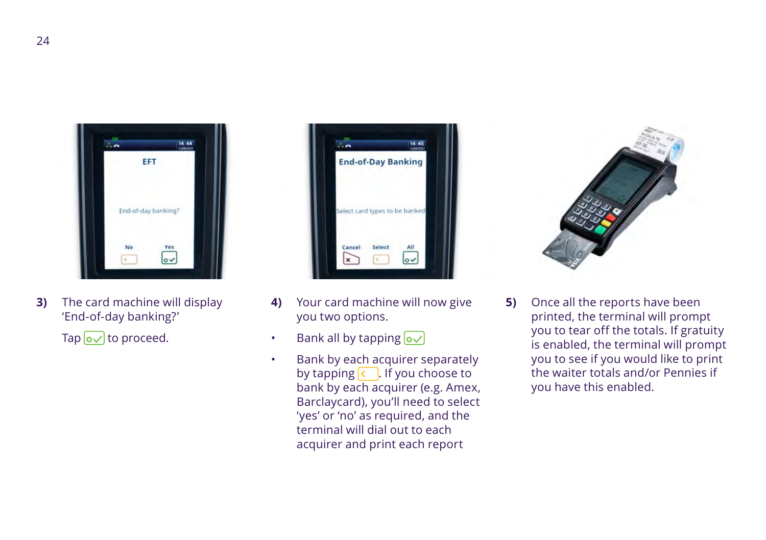**3)** The card machine will display 'End-of-day banking?'

Tap [✓] to proceed.

**4)** Your card machine will now give you two options.

- Bank all by tapping [✓]
- Bank by each acquirer separately by tapping [<]. If you choose to bank by each acquirer (e.g. Amex, Barclaycard), you'll need to select 'yes' or 'no' as required, and the terminal will dial out to each acquirer and print each report

**5)** Once all the reports have been printed, the terminal will prompt you to tear off the totals. If gratuity is enabled, the terminal will prompt you to see if you would like to print the waiter totals and/or Pennies if you have this enabled.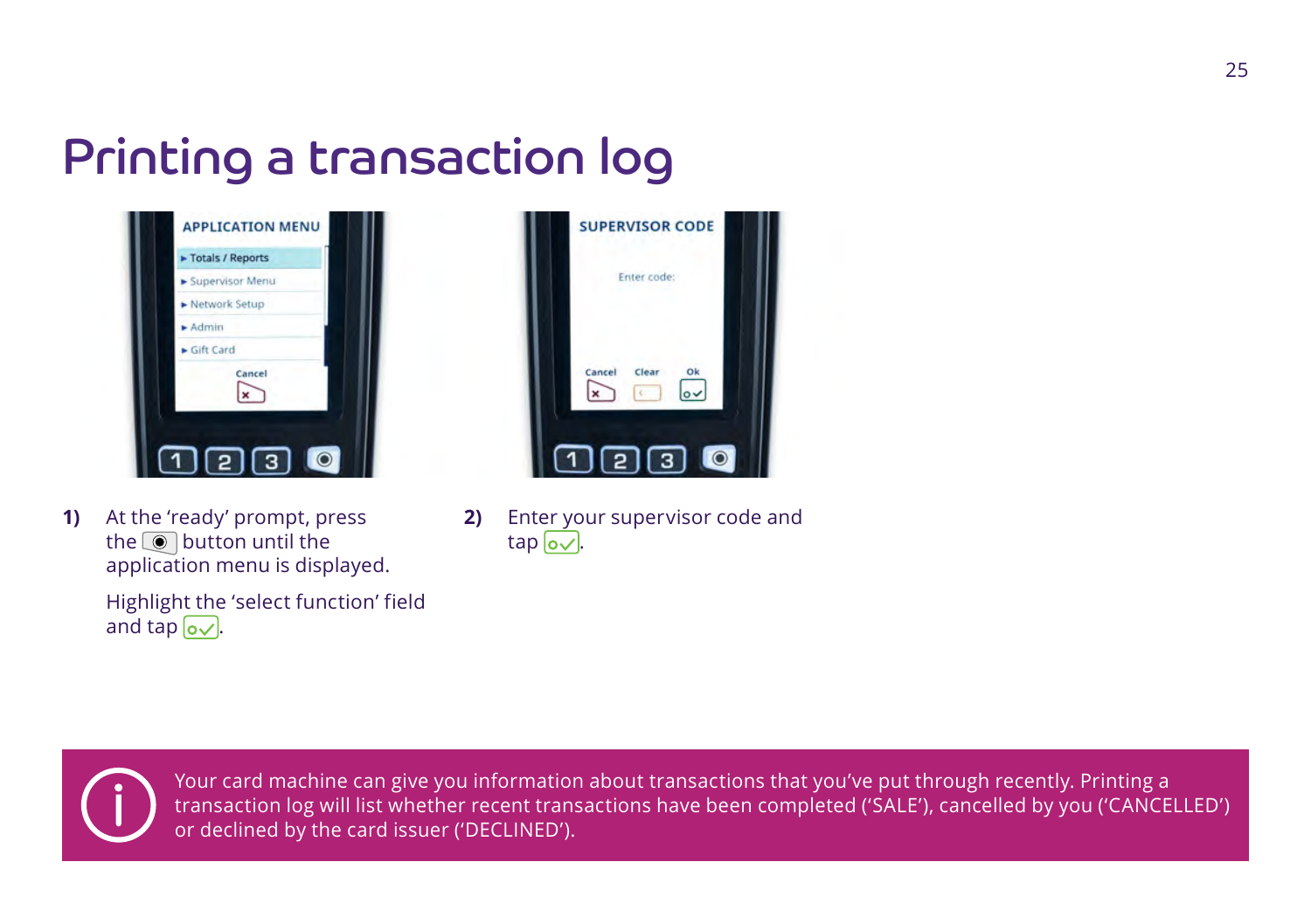# Printing a transaction log

**1)** At the 'ready' prompt, press the ◉ button until the application menu is displayed.

Highlight the 'select function' field and tap ✓.

**2)** Enter your supervisor code and tap ✓.

Your card machine can give you information about transactions that you've put through recently. Printing a transaction log will list whether recent transactions have been completed ('SALE'), cancelled by you ('CANCELLED') or declined by the card issuer ('DECLINED').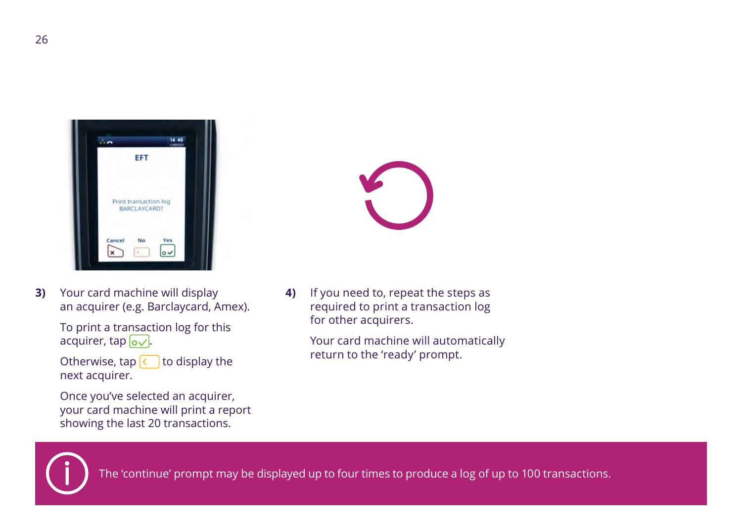**3)** Your card machine will display an acquirer (e.g. Barclaycard, Amex).

To print a transaction log for this acquirer, tap [o✓].

Otherwise, tap [<] to display the next acquirer.

Once you've selected an acquirer, your card machine will print a report showing the last 20 transactions.

**4)** If you need to, repeat the steps as required to print a transaction log for other acquirers.

Your card machine will automatically return to the 'ready' prompt.

The 'continue' prompt may be displayed up to four times to produce a log of up to 100 transactions.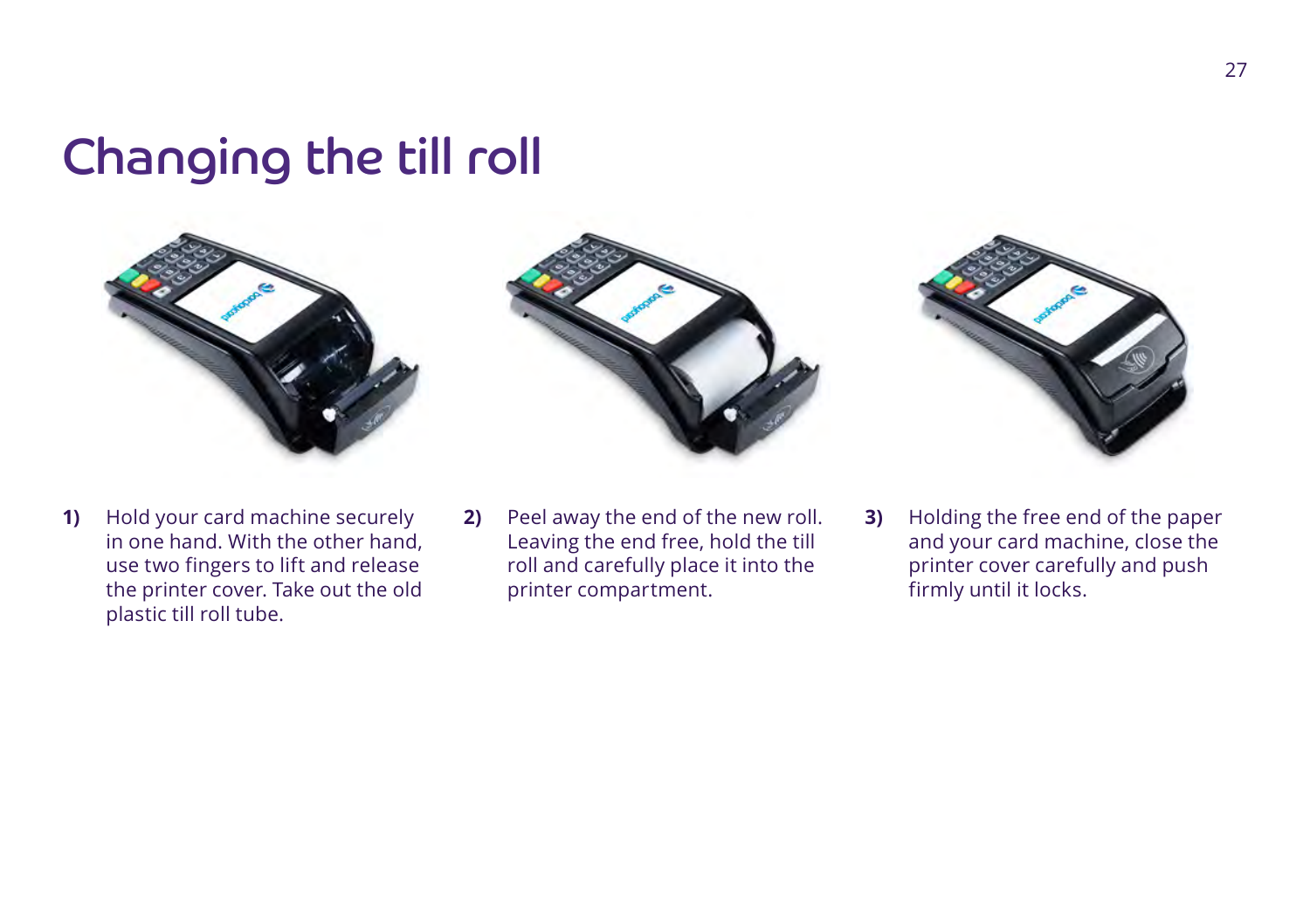# Changing the till roll

1) Hold your card machine securely in one hand. With the other hand, use two fingers to lift and release the printer cover. Take out the old plastic till roll tube.

2) Peel away the end of the new roll. Leaving the end free, hold the till roll and carefully place it into the printer compartment.

3) Holding the free end of the paper and your card machine, close the printer cover carefully and push firmly until it locks.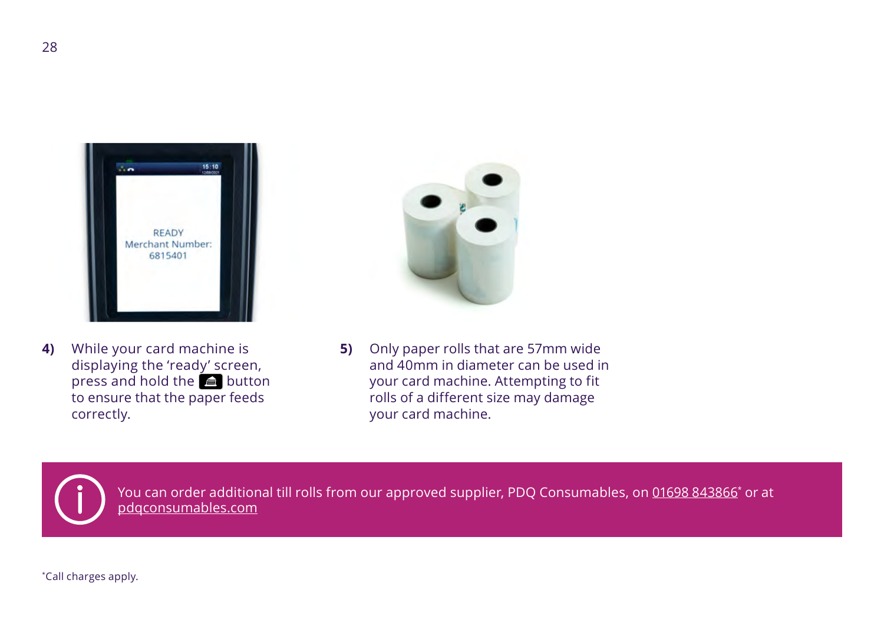**4)** While your card machine is displaying the 'ready' screen, press and hold the button to ensure that the paper feeds correctly.

**5)** Only paper rolls that are 57mm wide and 40mm in diameter can be used in your card machine. Attempting to fit rolls of a different size may damage your card machine.

You can order additional till rolls from our approved supplier, PDQ Consumables, on 01698 843866* or at pdqconsumables.com

*Call charges apply.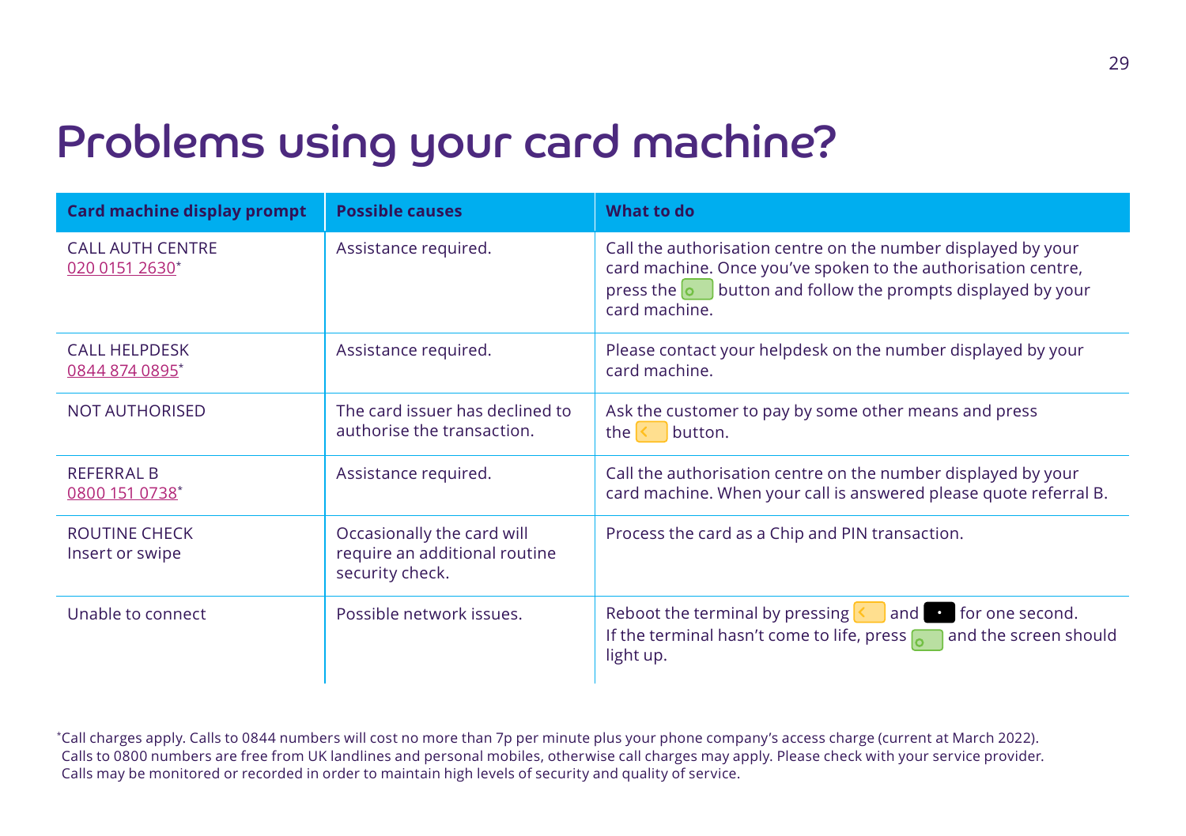# Problems using your card machine?

| Card machine display prompt | Possible causes | What to do |
|---|---|---|
| CALL AUTH CENTRE 020 0151 2630* | Assistance required. | Call the authorisation centre on the number displayed by your card machine. Once you've spoken to the authorisation centre, press the button and follow the prompts displayed by your card machine. |
| CALL HELPDESK 0844 874 0895* | Assistance required. | Please contact your helpdesk on the number displayed by your card machine. |
| NOT AUTHORISED | The card issuer has declined to authorise the transaction. | Ask the customer to pay by some other means and press the button. |
| REFERRAL B 0800 151 0738* | Assistance required. | Call the authorisation centre on the number displayed by your card machine. When your call is answered please quote referral B. |
| ROUTINE CHECK Insert or swipe | Occasionally the card will require an additional routine security check. | Process the card as a Chip and PIN transaction. |
| Unable to connect | Possible network issues. | Reboot the terminal by pressing and for one second. If the terminal hasn't come to life, press and the screen should light up. |

*Call charges apply. Calls to 0844 numbers will cost no more than 7p per minute plus your phone company's access charge (current at March 2022). Calls to 0800 numbers are free from UK landlines and personal mobiles, otherwise call charges may apply. Please check with your service provider. Calls may be monitored or recorded in order to maintain high levels of security and quality of service.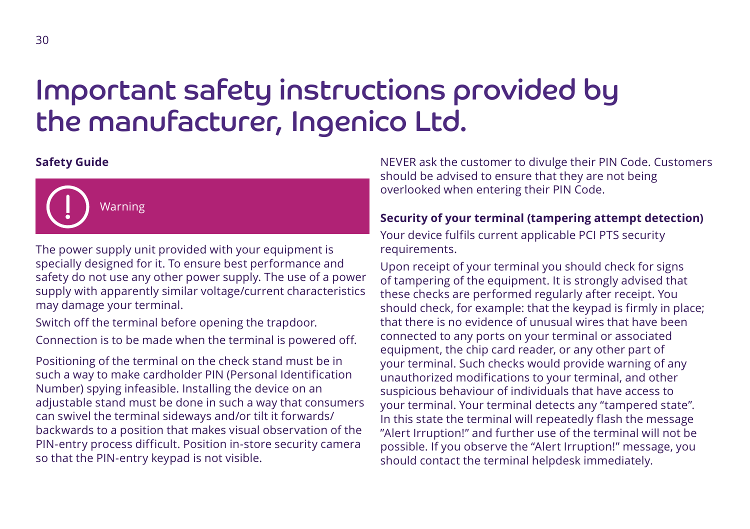# Important safety instructions provided by the manufacturer, Ingenico Ltd.

**Safety Guide**

Warning

The power supply unit provided with your equipment is specially designed for it. To ensure best performance and safety do not use any other power supply. The use of a power supply with apparently similar voltage/current characteristics may damage your terminal.

Switch off the terminal before opening the trapdoor.

Connection is to be made when the terminal is powered off.

Positioning of the terminal on the check stand must be in such a way to make cardholder PIN (Personal Identification Number) spying infeasible. Installing the device on an adjustable stand must be done in such a way that consumers can swivel the terminal sideways and/or tilt it forwards/backwards to a position that makes visual observation of the PIN-entry process difficult. Position in-store security camera so that the PIN-entry keypad is not visible.

NEVER ask the customer to divulge their PIN Code. Customers should be advised to ensure that they are not being overlooked when entering their PIN Code.

**Security of your terminal (tampering attempt detection)**

Your device fulfils current applicable PCI PTS security requirements.

Upon receipt of your terminal you should check for signs of tampering of the equipment. It is strongly advised that these checks are performed regularly after receipt. You should check, for example: that the keypad is firmly in place; that there is no evidence of unusual wires that have been connected to any ports on your terminal or associated equipment, the chip card reader, or any other part of your terminal. Such checks would provide warning of any unauthorized modifications to your terminal, and other suspicious behaviour of individuals that have access to your terminal. Your terminal detects any "tampered state". In this state the terminal will repeatedly flash the message "Alert Irruption!" and further use of the terminal will not be possible. If you observe the "Alert Irruption!" message, you should contact the terminal helpdesk immediately.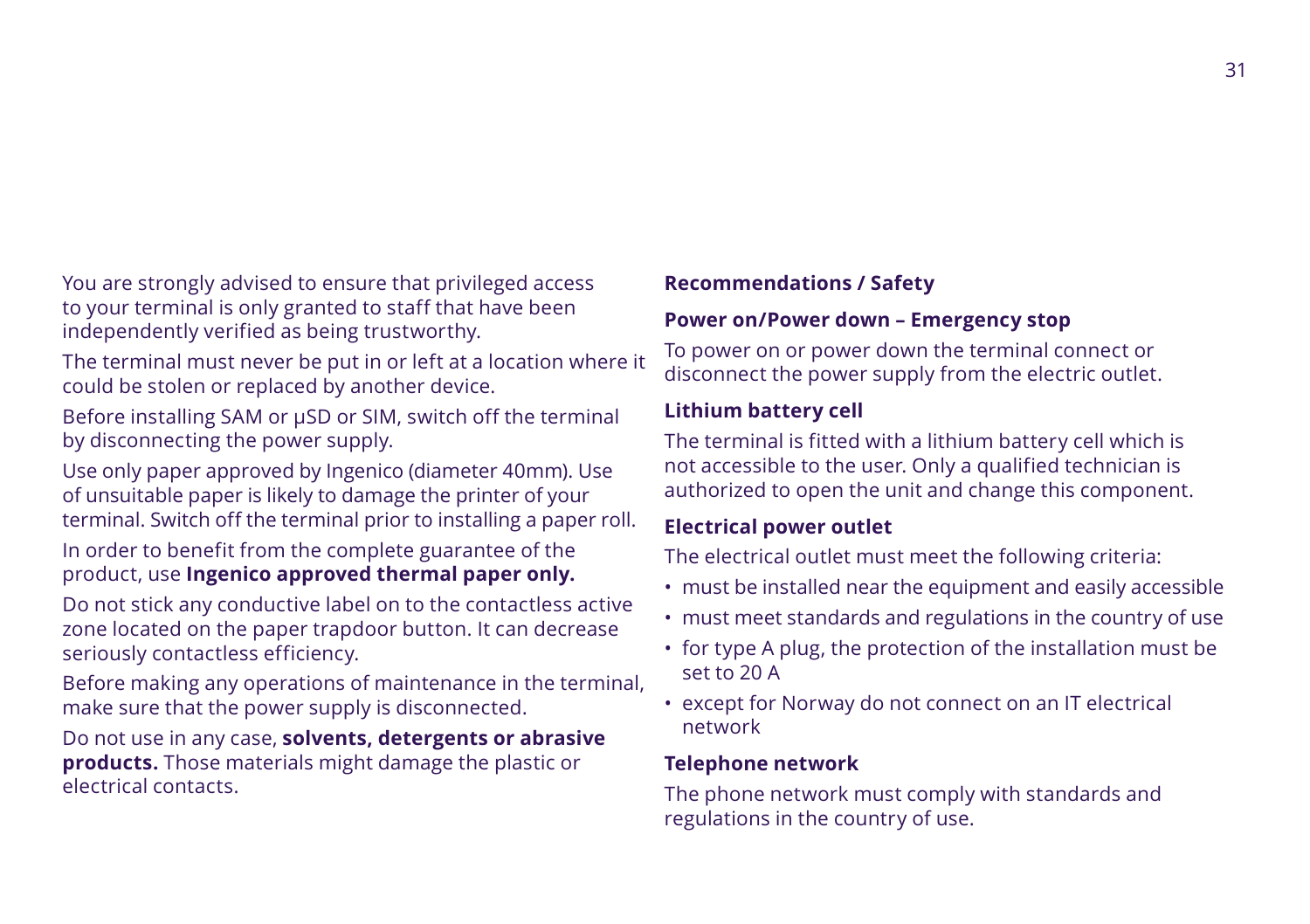You are strongly advised to ensure that privileged access to your terminal is only granted to staff that have been independently verified as being trustworthy.

The terminal must never be put in or left at a location where it could be stolen or replaced by another device.

Before installing SAM or µSD or SIM, switch off the terminal by disconnecting the power supply.

Use only paper approved by Ingenico (diameter 40mm). Use of unsuitable paper is likely to damage the printer of your terminal. Switch off the terminal prior to installing a paper roll.

In order to benefit from the complete guarantee of the product, use **Ingenico approved thermal paper only.**

Do not stick any conductive label on to the contactless active zone located on the paper trapdoor button. It can decrease seriously contactless efficiency.

Before making any operations of maintenance in the terminal, make sure that the power supply is disconnected.

Do not use in any case, **solvents, detergents or abrasive products.** Those materials might damage the plastic or electrical contacts.

**Recommendations / Safety**

**Power on/Power down – Emergency stop**

To power on or power down the terminal connect or disconnect the power supply from the electric outlet.

**Lithium battery cell**

The terminal is fitted with a lithium battery cell which is not accessible to the user. Only a qualified technician is authorized to open the unit and change this component.

**Electrical power outlet**

The electrical outlet must meet the following criteria:

- must be installed near the equipment and easily accessible
- must meet standards and regulations in the country of use
- for type A plug, the protection of the installation must be set to 20 A
- except for Norway do not connect on an IT electrical network

**Telephone network**

The phone network must comply with standards and regulations in the country of use.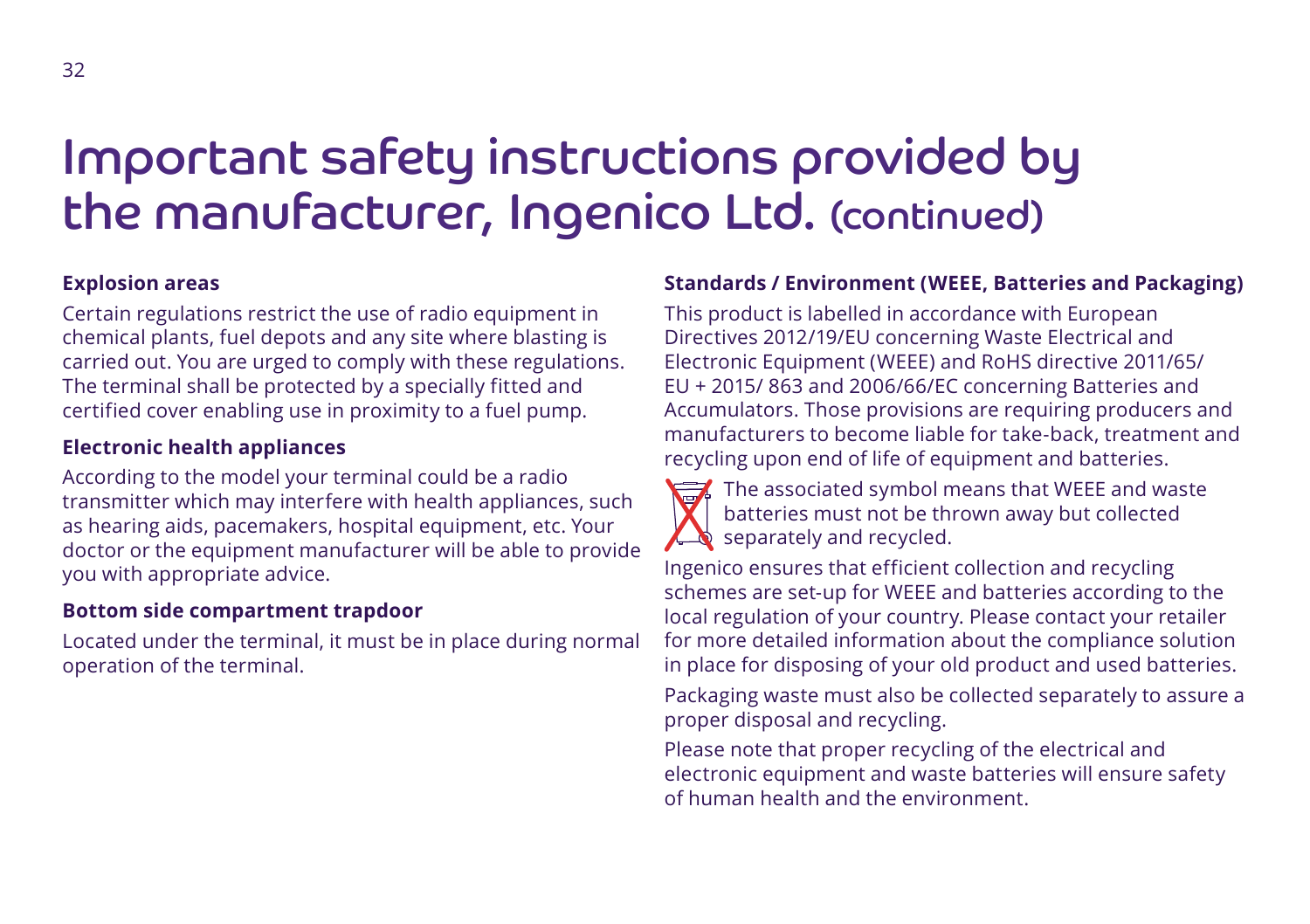# Important safety instructions provided by the manufacturer, Ingenico Ltd. (continued)

**Explosion areas**

Certain regulations restrict the use of radio equipment in chemical plants, fuel depots and any site where blasting is carried out. You are urged to comply with these regulations. The terminal shall be protected by a specially fitted and certified cover enabling use in proximity to a fuel pump.

**Electronic health appliances**

According to the model your terminal could be a radio transmitter which may interfere with health appliances, such as hearing aids, pacemakers, hospital equipment, etc. Your doctor or the equipment manufacturer will be able to provide you with appropriate advice.

**Bottom side compartment trapdoor**

Located under the terminal, it must be in place during normal operation of the terminal.

**Standards / Environment (WEEE, Batteries and Packaging)**

This product is labelled in accordance with European Directives 2012/19/EU concerning Waste Electrical and Electronic Equipment (WEEE) and RoHS directive 2011/65/ EU + 2015/ 863 and 2006/66/EC concerning Batteries and Accumulators. Those provisions are requiring producers and manufacturers to become liable for take-back, treatment and recycling upon end of life of equipment and batteries.

The associated symbol means that WEEE and waste batteries must not be thrown away but collected separately and recycled.

Ingenico ensures that efficient collection and recycling schemes are set-up for WEEE and batteries according to the local regulation of your country. Please contact your retailer for more detailed information about the compliance solution in place for disposing of your old product and used batteries.

Packaging waste must also be collected separately to assure a proper disposal and recycling.

Please note that proper recycling of the electrical and electronic equipment and waste batteries will ensure safety of human health and the environment.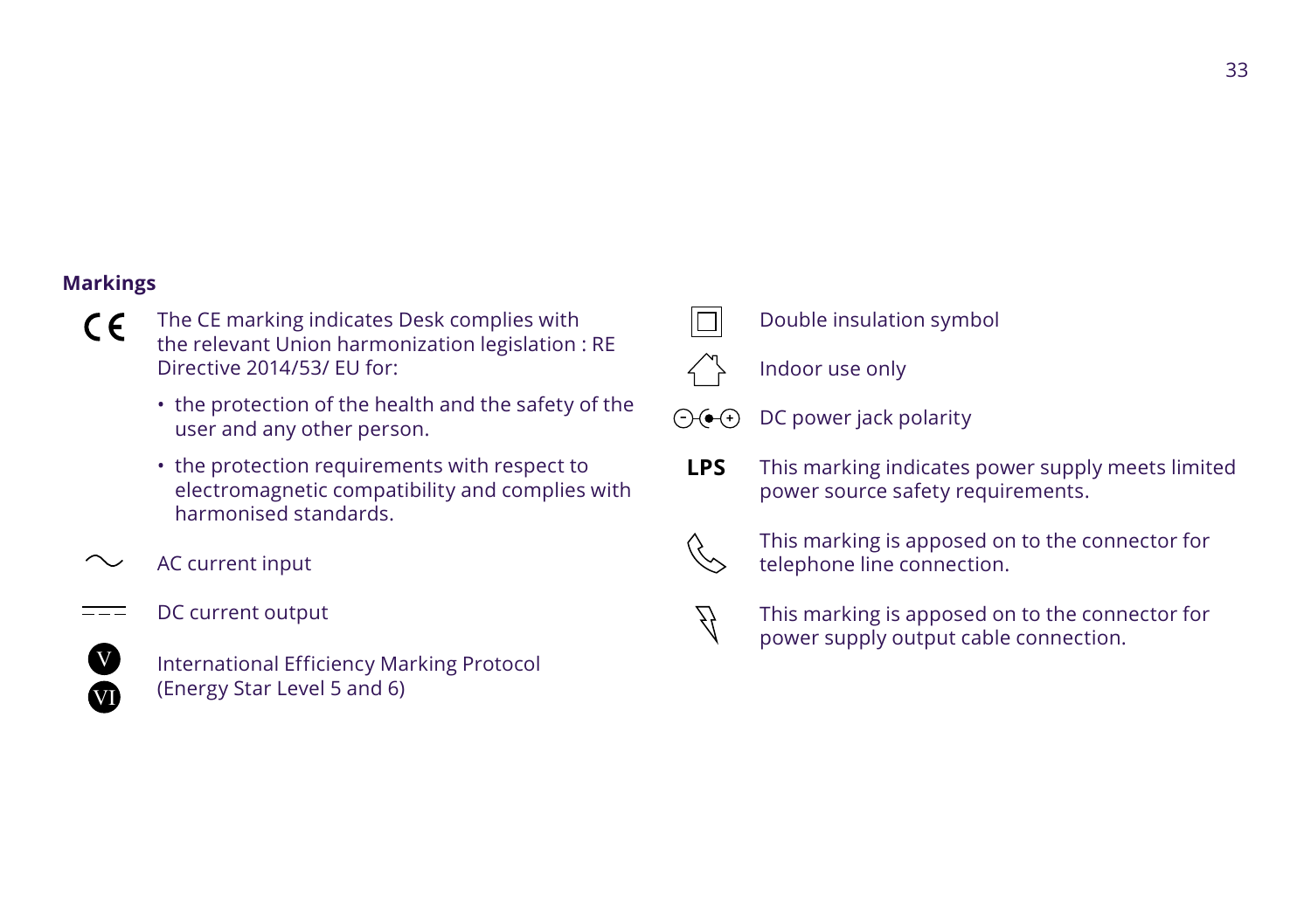## Markings

CE — The CE marking indicates Desk complies with the relevant Union harmonization legislation : RE Directive 2014/53/ EU for:

- the protection of the health and the safety of the user and any other person.
- the protection requirements with respect to electromagnetic compatibility and complies with harmonised standards.

~ AC current input

DC current output

V VI International Efficiency Marking Protocol (Energy Star Level 5 and 6)

Double insulation symbol

Indoor use only

DC power jack polarity

**LPS** This marking indicates power supply meets limited power source safety requirements.

This marking is apposed on to the connector for telephone line connection.

This marking is apposed on to the connector for power supply output cable connection.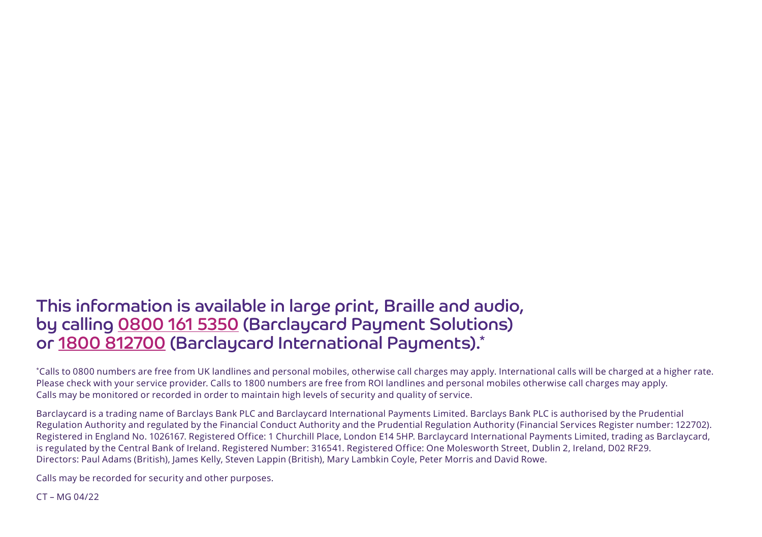**This information is available in large print, Braille and audio, by calling 0800 161 5350 (Barclaycard Payment Solutions) or 1800 812700 (Barclaycard International Payments).***

*Calls to 0800 numbers are free from UK landlines and personal mobiles, otherwise call charges may apply. International calls will be charged at a higher rate. Please check with your service provider. Calls to 1800 numbers are free from ROI landlines and personal mobiles otherwise call charges may apply. Calls may be monitored or recorded in order to maintain high levels of security and quality of service.

Barclaycard is a trading name of Barclays Bank PLC and Barclaycard International Payments Limited. Barclays Bank PLC is authorised by the Prudential Regulation Authority and regulated by the Financial Conduct Authority and the Prudential Regulation Authority (Financial Services Register number: 122702). Registered in England No. 1026167. Registered Office: 1 Churchill Place, London E14 5HP. Barclaycard International Payments Limited, trading as Barclaycard, is regulated by the Central Bank of Ireland. Registered Number: 316541. Registered Office: One Molesworth Street, Dublin 2, Ireland, D02 RF29. Directors: Paul Adams (British), James Kelly, Steven Lappin (British), Mary Lambkin Coyle, Peter Morris and David Rowe.

Calls may be recorded for security and other purposes.

CT – MG 04/22